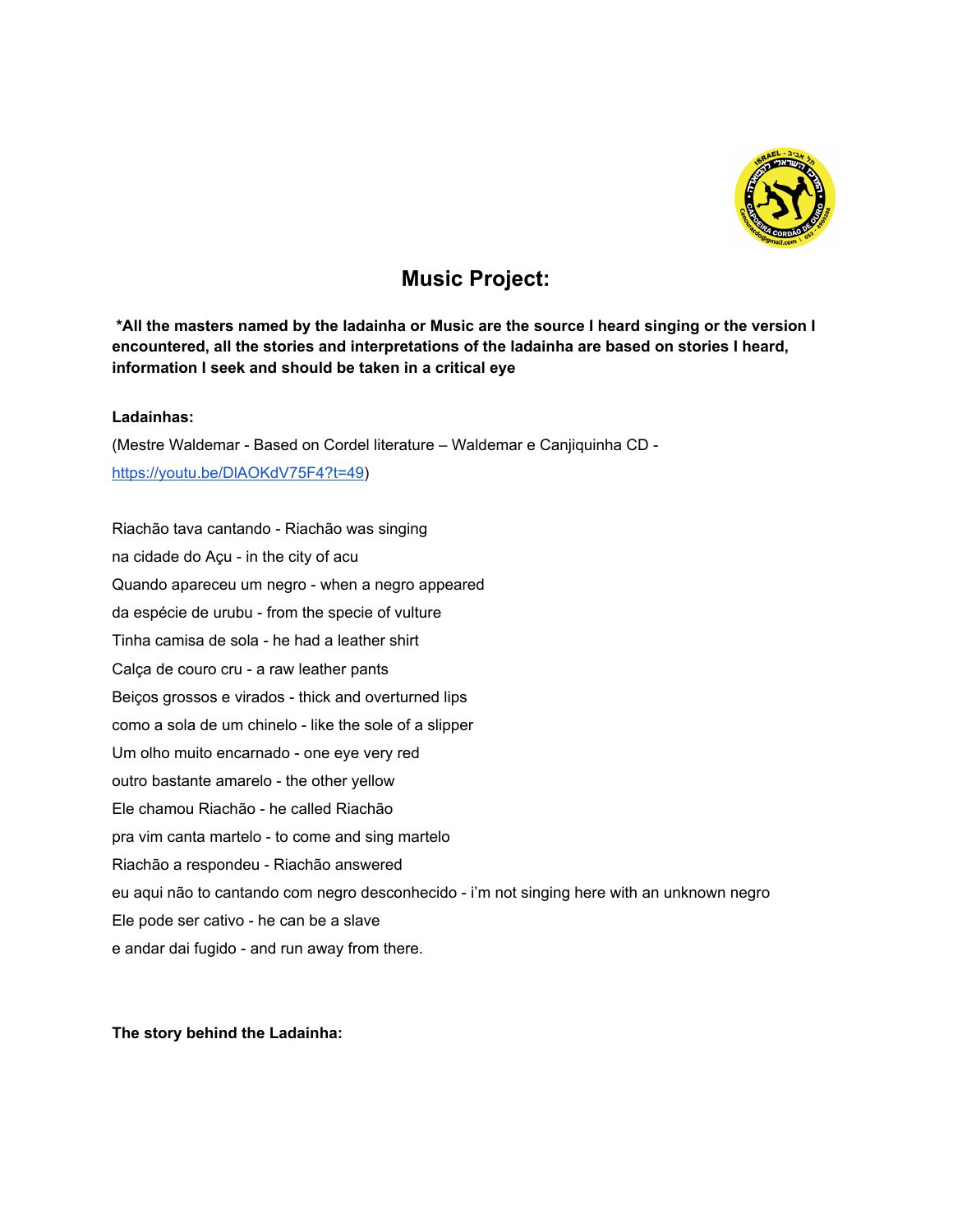# Music Project:

**\*All the masters named by the ladainha or Music are the source I heard singing or the version I encountered, all the stories and interpretations of the ladainha are based on stories I heard, information I seek and should be taken in a critical eye**

**Ladainhas:**

(Mestre Waldemar - Based on Cordel literature – Waldemar e Canjiquinha CD - https://youtu.be/DlAOKdV75F4?t=49)

Riachão tava cantando - Riachão was singing
na cidade do Açu - in the city of acu
Quando apareceu um negro - when a negro appeared
da espécie de urubu - from the specie of vulture
Tinha camisa de sola - he had a leather shirt
Calça de couro cru - a raw leather pants
Beiços grossos e virados - thick and overturned lips
como a sola de um chinelo - like the sole of a slipper
Um olho muito encarnado - one eye very red
outro bastante amarelo - the other yellow
Ele chamou Riachão - he called Riachão
pra vim canta martelo - to come and sing martelo
Riachão a respondeu - Riachão answered
eu aqui não to cantando com negro desconhecido - i'm not singing here with an unknown negro
Ele pode ser cativo - he can be a slave
e andar dai fugido - and run away from there.

**The story behind the Ladainha:**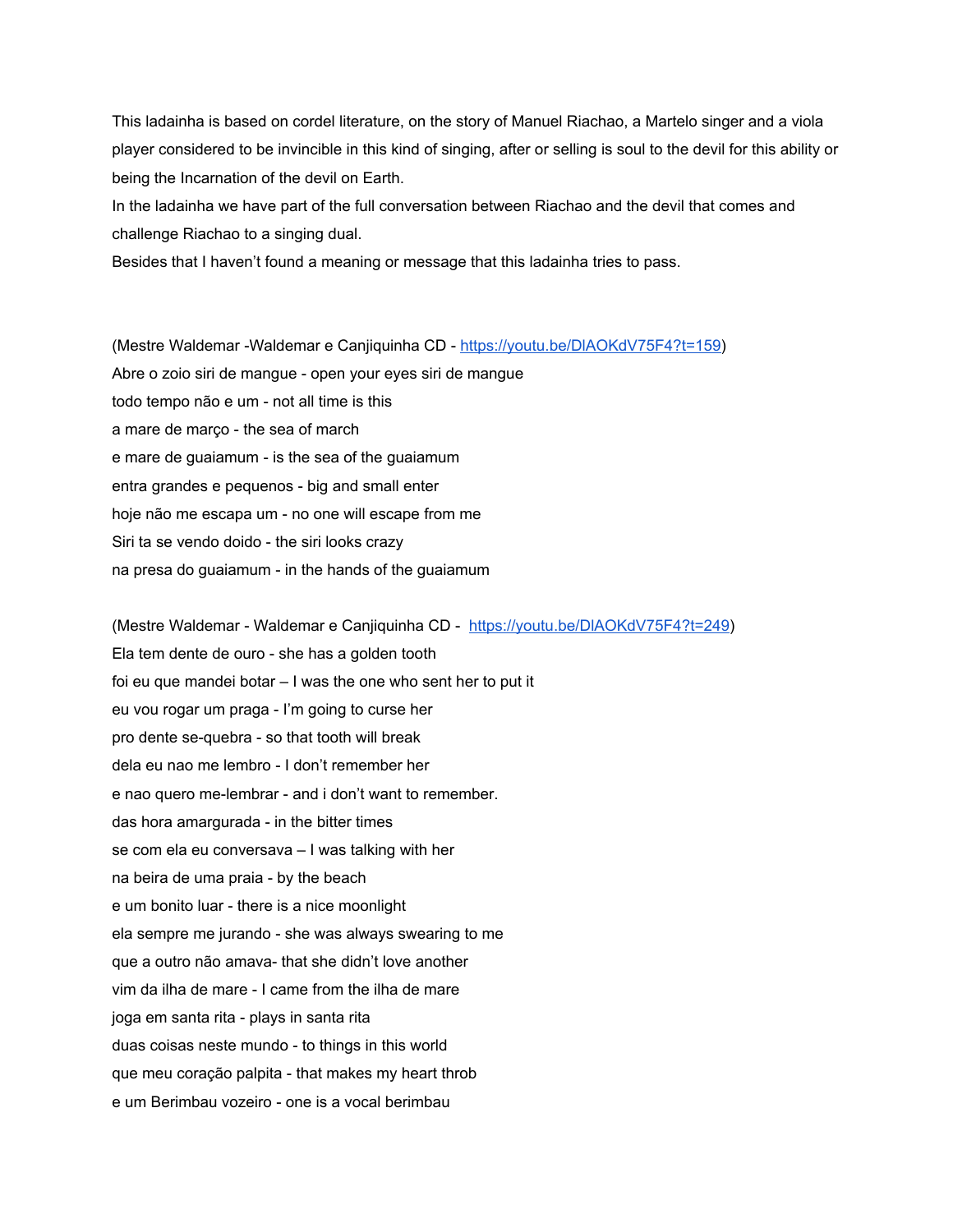This ladainha is based on cordel literature, on the story of Manuel Riachao, a Martelo singer and a viola player considered to be invincible in this kind of singing, after or selling is soul to the devil for this ability or being the Incarnation of the devil on Earth.

In the ladainha we have part of the full conversation between Riachao and the devil that comes and challenge Riachao to a singing dual.

Besides that I haven't found a meaning or message that this ladainha tries to pass.

(Mestre Waldemar -Waldemar e Canjiquinha CD - https://youtu.be/DlAOKdV75F4?t=159)
Abre o zoio siri de mangue - open your eyes siri de mangue
todo tempo não e um - not all time is this
a mare de março - the sea of march
e mare de guaiamum - is the sea of the guaiamum
entra grandes e pequenos - big and small enter
hoje não me escapa um - no one will escape from me
Siri ta se vendo doido - the siri looks crazy
na presa do guaiamum - in the hands of the guaiamum

(Mestre Waldemar - Waldemar e Canjiquinha CD - https://youtu.be/DlAOKdV75F4?t=249)
Ela tem dente de ouro - she has a golden tooth
foi eu que mandei botar – I was the one who sent her to put it
eu vou rogar um praga - I'm going to curse her
pro dente se-quebra - so that tooth will break
dela eu nao me lembro - I don't remember her
e nao quero me-lembrar - and i don't want to remember.
das hora amargurada - in the bitter times
se com ela eu conversava – I was talking with her
na beira de uma praia - by the beach
e um bonito luar - there is a nice moonlight
ela sempre me jurando - she was always swearing to me
que a outro não amava- that she didn't love another
vim da ilha de mare - I came from the ilha de mare
joga em santa rita - plays in santa rita
duas coisas neste mundo - to things in this world
que meu coração palpita - that makes my heart throb
e um Berimbau vozeiro - one is a vocal berimbau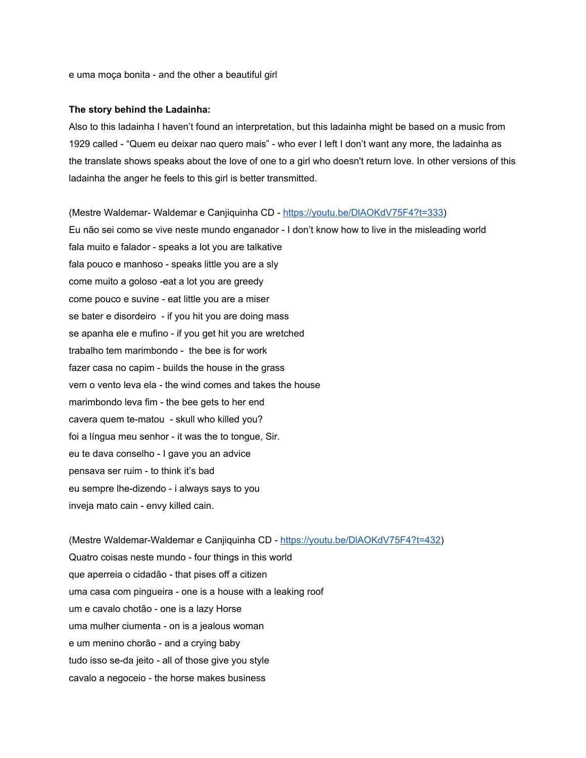e uma moça bonita - and the other a beautiful girl

**The story behind the Ladainha:**

Also to this ladainha I haven't found an interpretation, but this ladainha might be based on a music from 1929 called - "Quem eu deixar nao quero mais" - who ever I left I don't want any more, the ladainha as the translate shows speaks about the love of one to a girl who doesn't return love. In other versions of this ladainha the anger he feels to this girl is better transmitted.

(Mestre Waldemar- Waldemar e Canjiquinha CD - https://youtu.be/DlAOKdV75F4?t=333)

Eu não sei como se vive neste mundo enganador - I don't know how to live in the misleading world
fala muito e falador - speaks a lot you are talkative
fala pouco e manhoso - speaks little you are a sly
come muito a goloso -eat a lot you are greedy
come pouco e suvine - eat little you are a miser
se bater e disordeiro - if you hit you are doing mass
se apanha ele e mufino - if you get hit you are wretched
trabalho tem marimbondo - the bee is for work
fazer casa no capim - builds the house in the grass
vem o vento leva ela - the wind comes and takes the house
marimbondo leva fim - the bee gets to her end
cavera quem te-matou - skull who killed you?
foi a língua meu senhor - it was the to tongue, Sir.
eu te dava conselho - I gave you an advice
pensava ser ruim - to think it's bad
eu sempre lhe-dizendo - i always says to you
inveja mato cain - envy killed cain.

(Mestre Waldemar-Waldemar e Canjiquinha CD - https://youtu.be/DlAOKdV75F4?t=432)

Quatro coisas neste mundo - four things in this world
que aperreia o cidadão - that pises off a citizen
uma casa com pingueira - one is a house with a leaking roof
um e cavalo chotão - one is a lazy Horse
uma mulher ciumenta - on is a jealous woman
e um menino chorão - and a crying baby
tudo isso se-da jeito - all of those give you style
cavalo a negoceio - the horse makes business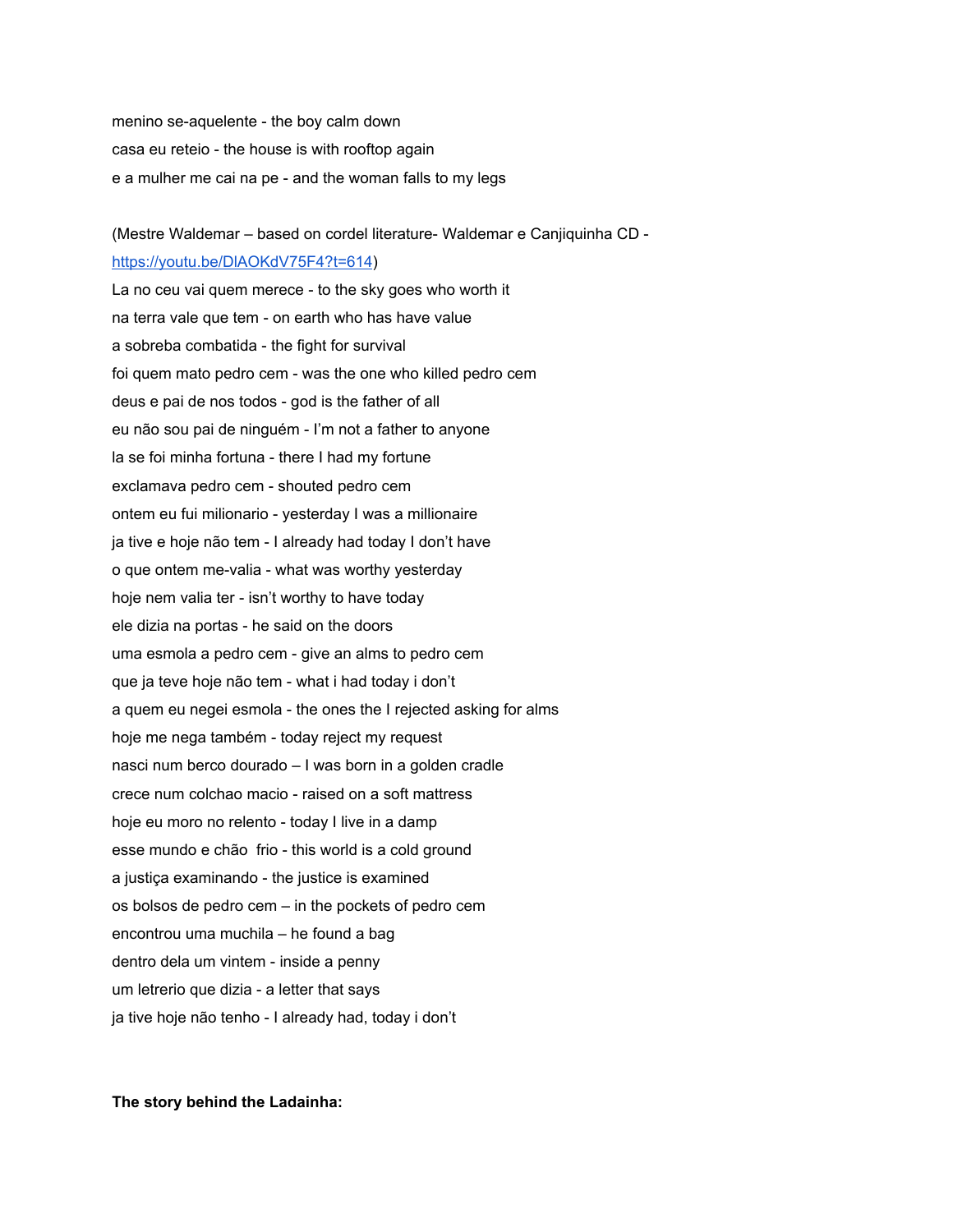menino se-aquelente - the boy calm down

casa eu reteio - the house is with rooftop again

e a mulher me cai na pe - and the woman falls to my legs

(Mestre Waldemar – based on cordel literature- Waldemar e Canjiquinha CD - [https://youtu.be/DlAOKdV75F4?t=614](https://youtu.be/DlAOKdV75F4?t=614))

La no ceu vai quem merece - to the sky goes who worth it

na terra vale que tem - on earth who has have value

a sobreba combatida - the fight for survival

foi quem mato pedro cem - was the one who killed pedro cem

deus e pai de nos todos - god is the father of all

eu não sou pai de ninguém - I'm not a father to anyone

la se foi minha fortuna - there I had my fortune

exclamava pedro cem - shouted pedro cem

ontem eu fui milionario - yesterday I was a millionaire

ja tive e hoje não tem - I already had today I don't have

o que ontem me-valia - what was worthy yesterday

hoje nem valia ter - isn't worthy to have today

ele dizia na portas - he said on the doors

uma esmola a pedro cem - give an alms to pedro cem

que ja teve hoje não tem - what i had today i don't

a quem eu negei esmola - the ones the I rejected asking for alms

hoje me nega também - today reject my request

nasci num berco dourado – I was born in a golden cradle

crece num colchao macio - raised on a soft mattress

hoje eu moro no relento - today I live in a damp

esse mundo e chão  frio - this world is a cold ground

a justiça examinando - the justice is examined

os bolsos de pedro cem – in the pockets of pedro cem

encontrou uma muchila – he found a bag

dentro dela um vintem - inside a penny

um letrerio que dizia - a letter that says

ja tive hoje não tenho - I already had, today i don't

**The story behind the Ladainha:**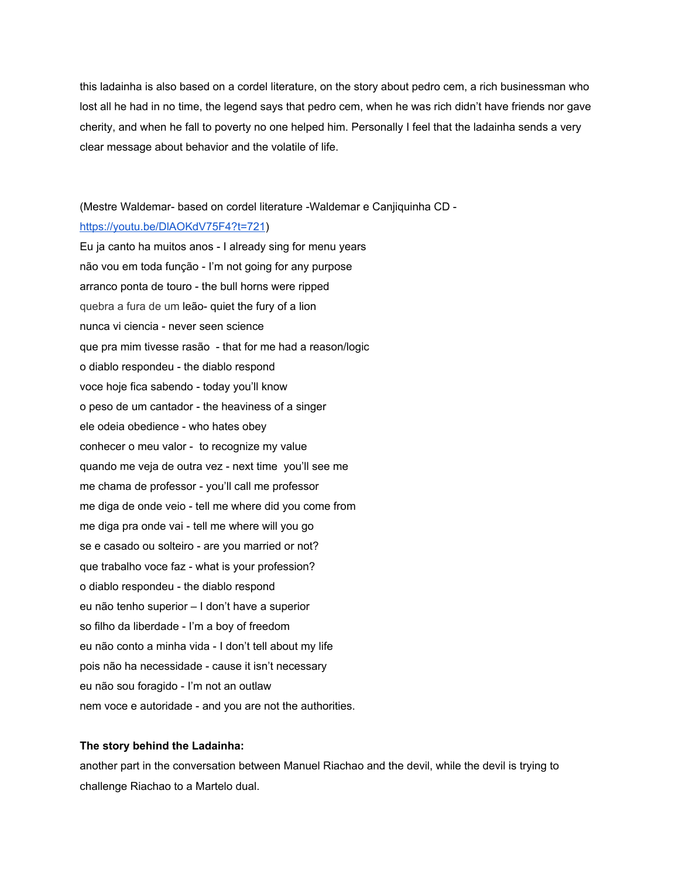this ladainha is also based on a cordel literature, on the story about pedro cem, a rich businessman who lost all he had in no time, the legend says that pedro cem, when he was rich didn't have friends nor gave cherity, and when he fall to poverty no one helped him. Personally I feel that the ladainha sends a very clear message about behavior and the volatile of life.

(Mestre Waldemar- based on cordel literature -Waldemar e Canjiquinha CD - [https://youtu.be/DlAOKdV75F4?t=721](https://youtu.be/DlAOKdV75F4?t=721))
Eu ja canto ha muitos anos - I already sing for menu years
não vou em toda função - I'm not going for any purpose
arranco ponta de touro - the bull horns were ripped
quebra a fura de um leão- quiet the fury of a lion
nunca vi ciencia - never seen science
que pra mim tivesse rasão - that for me had a reason/logic
o diablo respondeu - the diablo respond
voce hoje fica sabendo - today you'll know
o peso de um cantador - the heaviness of a singer
ele odeia obedience - who hates obey
conhecer o meu valor - to recognize my value
quando me veja de outra vez - next time you'll see me
me chama de professor - you'll call me professor
me diga de onde veio - tell me where did you come from
me diga pra onde vai - tell me where will you go
se e casado ou solteiro - are you married or not?
que trabalho voce faz - what is your profession?
o diablo respondeu - the diablo respond
eu não tenho superior – I don't have a superior
so filho da liberdade - I'm a boy of freedom
eu não conto a minha vida - I don't tell about my life
pois não ha necessidade - cause it isn't necessary
eu não sou foragido - I'm not an outlaw
nem voce e autoridade - and you are not the authorities.

**The story behind the Ladainha:**
another part in the conversation between Manuel Riachao and the devil, while the devil is trying to challenge Riachao to a Martelo dual.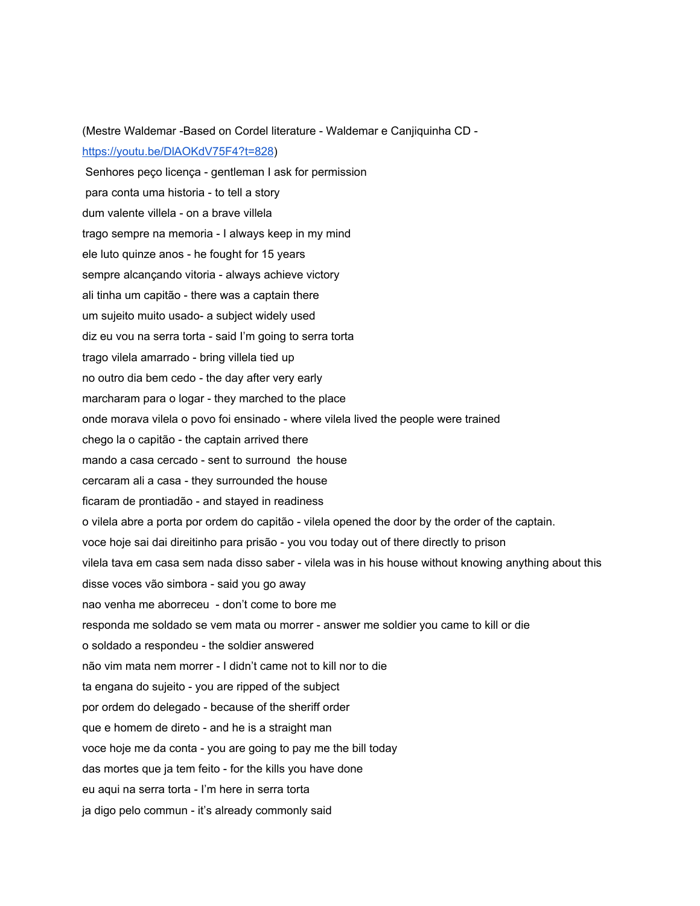(Mestre Waldemar -Based on Cordel literature - Waldemar e Canjiquinha CD - https://youtu.be/DlAOKdV75F4?t=828)

Senhores peço licença - gentleman I ask for permission

para conta uma historia - to tell a story

dum valente villela - on a brave villela

trago sempre na memoria - I always keep in my mind

ele luto quinze anos - he fought for 15 years

sempre alcançando vitoria - always achieve victory

ali tinha um capitão - there was a captain there

um sujeito muito usado- a subject widely used

diz eu vou na serra torta - said I'm going to serra torta

trago vilela amarrado - bring villela tied up

no outro dia bem cedo - the day after very early

marcharam para o logar - they marched to the place

onde morava vilela o povo foi ensinado - where vilela lived the people were trained

chego la o capitão - the captain arrived there

mando a casa cercado - sent to surround  the house

cercaram ali a casa - they surrounded the house

ficaram de prontiadão - and stayed in readiness

o vilela abre a porta por ordem do capitão - vilela opened the door by the order of the captain.

voce hoje sai dai direitinho para prisão - you vou today out of there directly to prison

vilela tava em casa sem nada disso saber - vilela was in his house without knowing anything about this

disse voces vão simbora - said you go away

nao venha me aborreceu  - don't come to bore me

responda me soldado se vem mata ou morrer - answer me soldier you came to kill or die

o soldado a respondeu - the soldier answered

não vim mata nem morrer - I didn't came not to kill nor to die

ta engana do sujeito - you are ripped of the subject

por ordem do delegado - because of the sheriff order

que e homem de direto - and he is a straight man

voce hoje me da conta - you are going to pay me the bill today

das mortes que ja tem feito - for the kills you have done

eu aqui na serra torta - I'm here in serra torta

ja digo pelo commun - it's already commonly said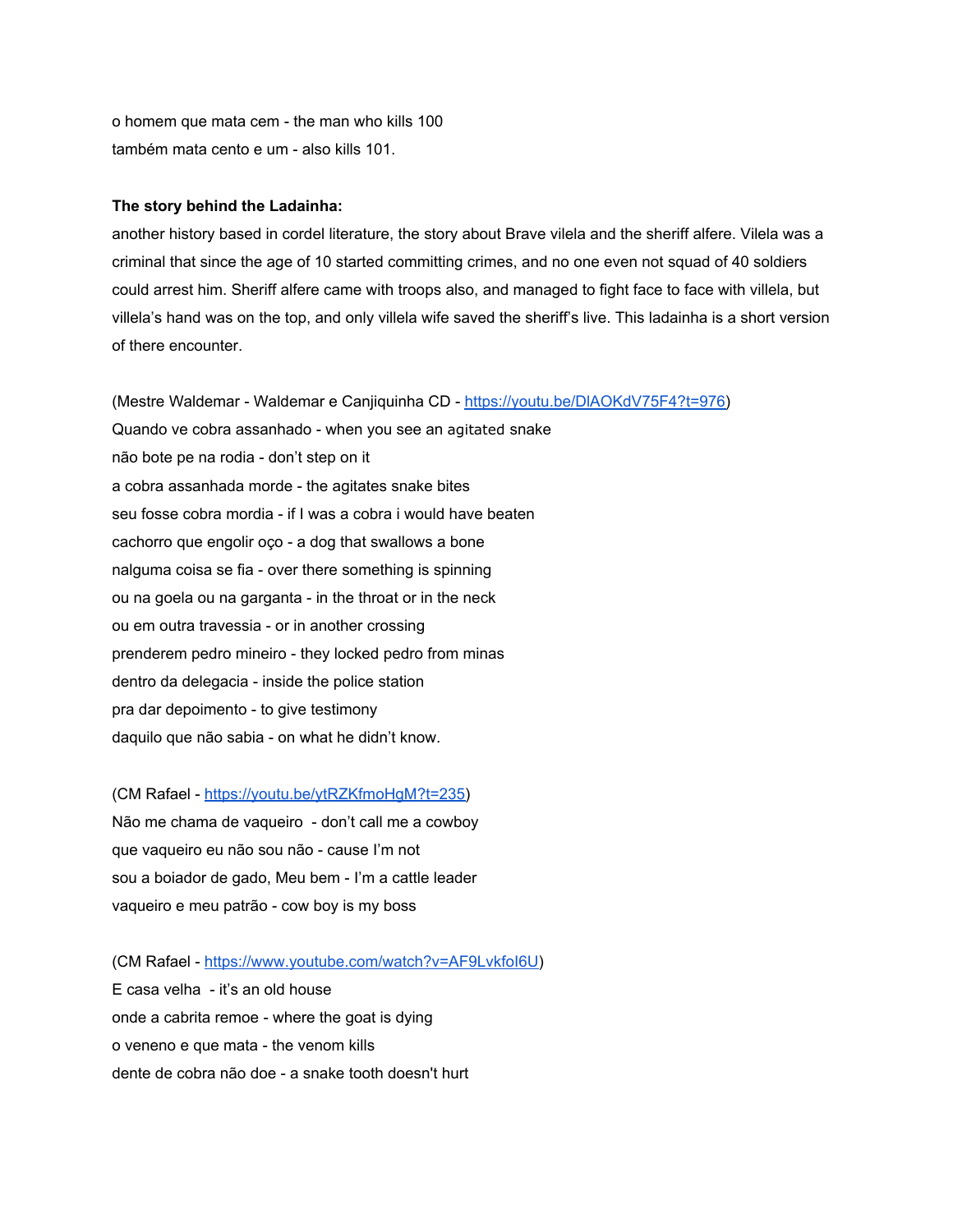o homem que mata cem - the man who kills 100
também mata cento e um - also kills 101.

**The story behind the Ladainha:**
another history based in cordel literature, the story about Brave vilela and the sheriff alfere. Vilela was a criminal that since the age of 10 started committing crimes, and no one even not squad of 40 soldiers could arrest him. Sheriff alfere came with troops also, and managed to fight face to face with villela, but villela's hand was on the top, and only villela wife saved the sheriff's live. This ladainha is a short version of there encounter.

(Mestre Waldemar - Waldemar e Canjiquinha CD - https://youtu.be/DlAOKdV75F4?t=976)
Quando ve cobra assanhado - when you see an agitated snake
não bote pe na rodia - don't step on it
a cobra assanhada morde - the agitates snake bites
seu fosse cobra mordia - if I was a cobra i would have beaten
cachorro que engolir oço - a dog that swallows a bone
nalguma coisa se fia - over there something is spinning
ou na goela ou na garganta - in the throat or in the neck
ou em outra travessia - or in another crossing
prenderem pedro mineiro - they locked pedro from minas
dentro da delegacia - inside the police station
pra dar depoimento - to give testimony
daquilo que não sabia - on what he didn't know.

(CM Rafael - https://youtu.be/ytRZKfmoHgM?t=235)
Não me chama de vaqueiro - don't call me a cowboy
que vaqueiro eu não sou não - cause I'm not
sou a boiador de gado, Meu bem - I'm a cattle leader
vaqueiro e meu patrão - cow boy is my boss

(CM Rafael - https://www.youtube.com/watch?v=AF9Lvkfol6U)
E casa velha - it's an old house
onde a cabrita remoe - where the goat is dying
o veneno e que mata - the venom kills
dente de cobra não doe - a snake tooth doesn't hurt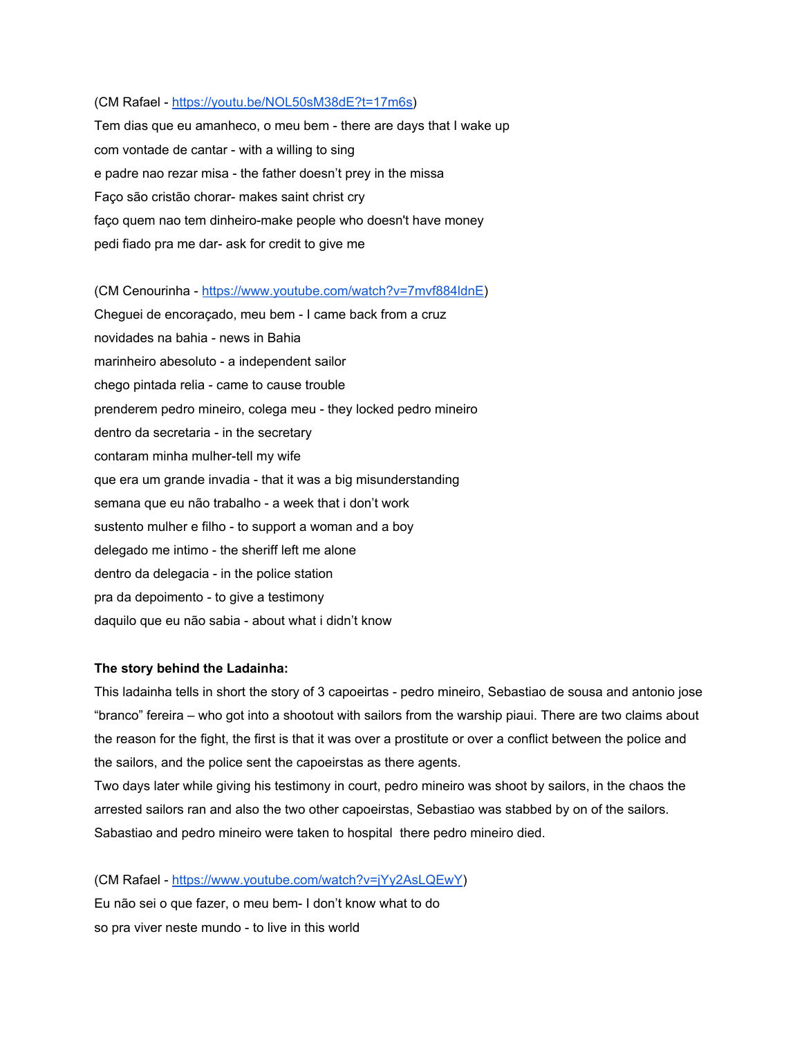(CM Rafael - https://youtu.be/NOL50sM38dE?t=17m6s)
Tem dias que eu amanheco, o meu bem - there are days that I wake up
com vontade de cantar - with a willing to sing
e padre nao rezar misa - the father doesn't prey in the missa
Faço são cristão chorar- makes saint christ cry
faço quem nao tem dinheiro-make people who doesn't have money
pedi fiado pra me dar- ask for credit to give me

(CM Cenourinha - https://www.youtube.com/watch?v=7mvf884ldnE)
Cheguei de encoraçado, meu bem - I came back from a cruz
novidades na bahia - news in Bahia
marinheiro abesoluto - a independent sailor
chego pintada relia - came to cause trouble
prenderem pedro mineiro, colega meu - they locked pedro mineiro
dentro da secretaria - in the secretary
contaram minha mulher-tell my wife
que era um grande invadia - that it was a big misunderstanding
semana que eu não trabalho - a week that i don't work
sustento mulher e filho - to support a woman and a boy
delegado me intimo - the sheriff left me alone
dentro da delegacia - in the police station
pra da depoimento - to give a testimony
daquilo que eu não sabia - about what i didn't know

**The story behind the Ladainha:**
This ladainha tells in short the story of 3 capoeirtas - pedro mineiro, Sebastiao de sousa and antonio jose "branco" fereira – who got into a shootout with sailors from the warship piaui. There are two claims about the reason for the fight, the first is that it was over a prostitute or over a conflict between the police and the sailors, and the police sent the capoeirstas as there agents.
Two days later while giving his testimony in court, pedro mineiro was shoot by sailors, in the chaos the arrested sailors ran and also the two other capoeirstas, Sebastiao was stabbed by on of the sailors. Sabastiao and pedro mineiro were taken to hospital there pedro mineiro died.

(CM Rafael - https://www.youtube.com/watch?v=jYy2AsLQEwY)
Eu não sei o que fazer, o meu bem- I don't know what to do
so pra viver neste mundo - to live in this world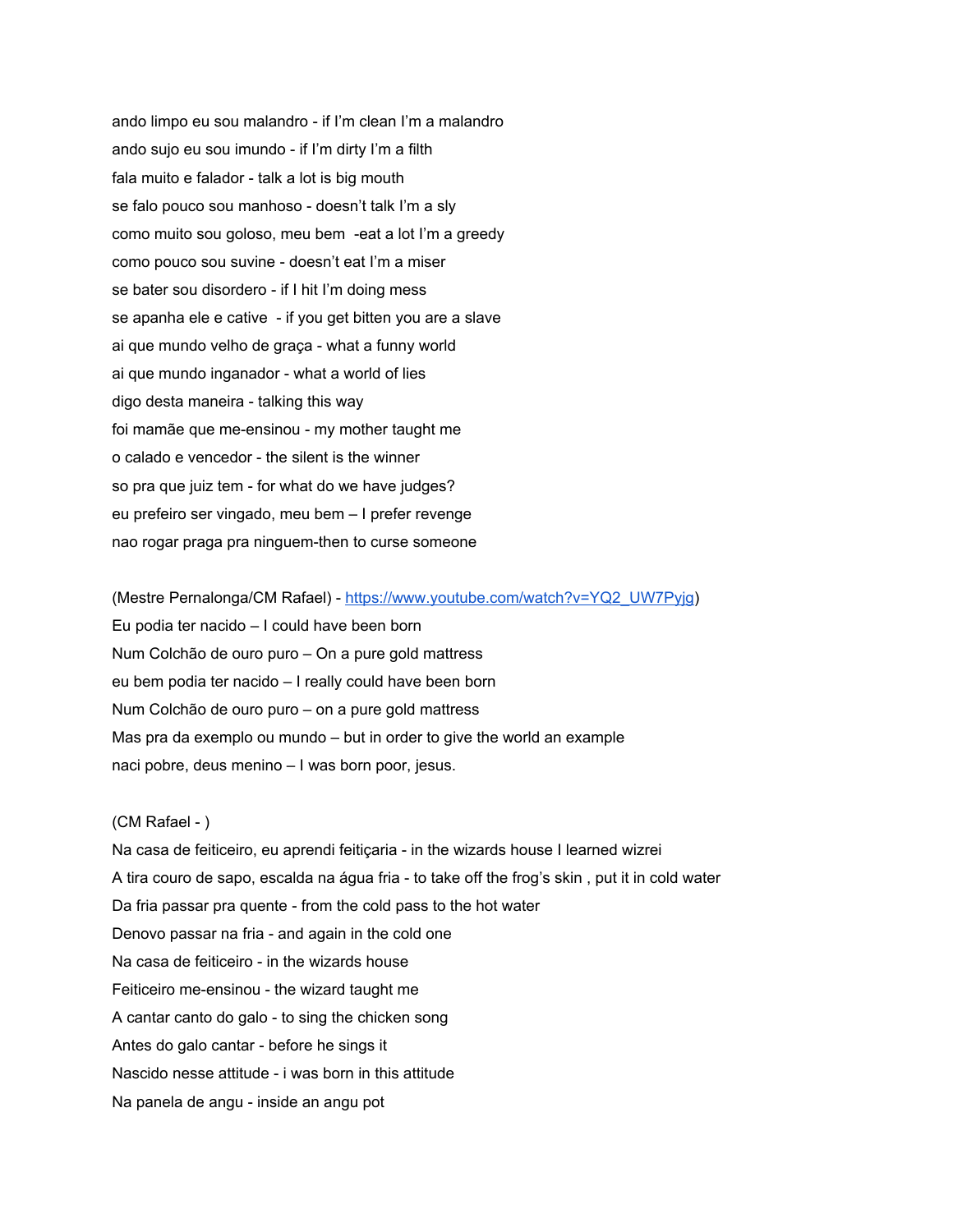ando limpo eu sou malandro - if I'm clean I'm a malandro

ando sujo eu sou imundo - if I'm dirty I'm a filth

fala muito e falador - talk a lot is big mouth

se falo pouco sou manhoso - doesn't talk I'm a sly

como muito sou goloso, meu bem -eat a lot I'm a greedy

como pouco sou suvine - doesn't eat I'm a miser

se bater sou disordero - if I hit I'm doing mess

se apanha ele e cative - if you get bitten you are a slave

ai que mundo velho de graça - what a funny world

ai que mundo inganador - what a world of lies

digo desta maneira - talking this way

foi mamãe que me-ensinou - my mother taught me

o calado e vencedor - the silent is the winner

so pra que juiz tem - for what do we have judges?

eu prefeiro ser vingado, meu bem – I prefer revenge

nao rogar praga pra ninguem-then to curse someone

(Mestre Pernalonga/CM Rafael) - https://www.youtube.com/watch?v=YQ2_UW7Pyjg)

Eu podia ter nacido – I could have been born

Num Colchão de ouro puro – On a pure gold mattress

eu bem podia ter nacido – I really could have been born

Num Colchão de ouro puro – on a pure gold mattress

Mas pra da exemplo ou mundo – but in order to give the world an example

naci pobre, deus menino – I was born poor, jesus.

(CM Rafael - )

Na casa de feiticeiro, eu aprendi feitiçaria - in the wizards house I learned wizrei

A tira couro de sapo, escalda na água fria - to take off the frog's skin , put it in cold water

Da fria passar pra quente - from the cold pass to the hot water

Denovo passar na fria - and again in the cold one

Na casa de feiticeiro - in the wizards house

Feiticeiro me-ensinou - the wizard taught me

A cantar canto do galo - to sing the chicken song

Antes do galo cantar - before he sings it

Nascido nesse attitude - i was born in this attitude

Na panela de angu - inside an angu pot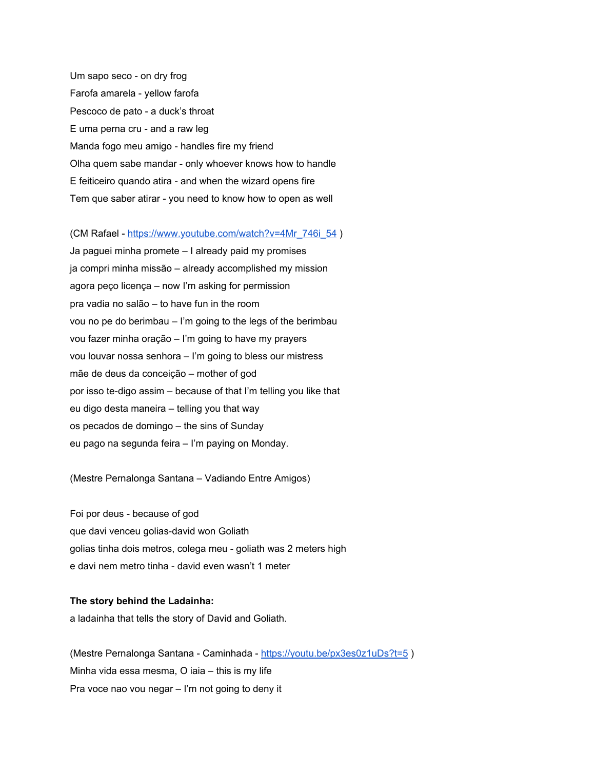Um sapo seco - on dry frog

Farofa amarela - yellow farofa

Pescoco de pato - a duck's throat

E uma perna cru - and a raw leg

Manda fogo meu amigo - handles fire my friend

Olha quem sabe mandar - only whoever knows how to handle

E feiticeiro quando atira - and when the wizard opens fire

Tem que saber atirar - you need to know how to open as well

(CM Rafael - https://www.youtube.com/watch?v=4Mr_746i_54 )

Ja paguei minha promete – I already paid my promises

ja compri minha missão – already accomplished my mission

agora peço licença – now I'm asking for permission

pra vadia no salão – to have fun in the room

vou no pe do berimbau – I'm going to the legs of the berimbau

vou fazer minha oração – I'm going to have my prayers

vou louvar nossa senhora – I'm going to bless our mistress

mãe de deus da conceição – mother of god

por isso te-digo assim – because of that I'm telling you like that

eu digo desta maneira – telling you that way

os pecados de domingo – the sins of Sunday

eu pago na segunda feira – I'm paying on Monday.

(Mestre Pernalonga Santana – Vadiando Entre Amigos)

Foi por deus - because of god

que davi venceu golias-david won Goliath

golias tinha dois metros, colega meu - goliath was 2 meters high

e davi nem metro tinha - david even wasn't 1 meter

**The story behind the Ladainha:**

a ladainha that tells the story of David and Goliath.

(Mestre Pernalonga Santana - Caminhada - https://youtu.be/px3es0z1uDs?t=5 )

Minha vida essa mesma, O iaia – this is my life

Pra voce nao vou negar – I'm not going to deny it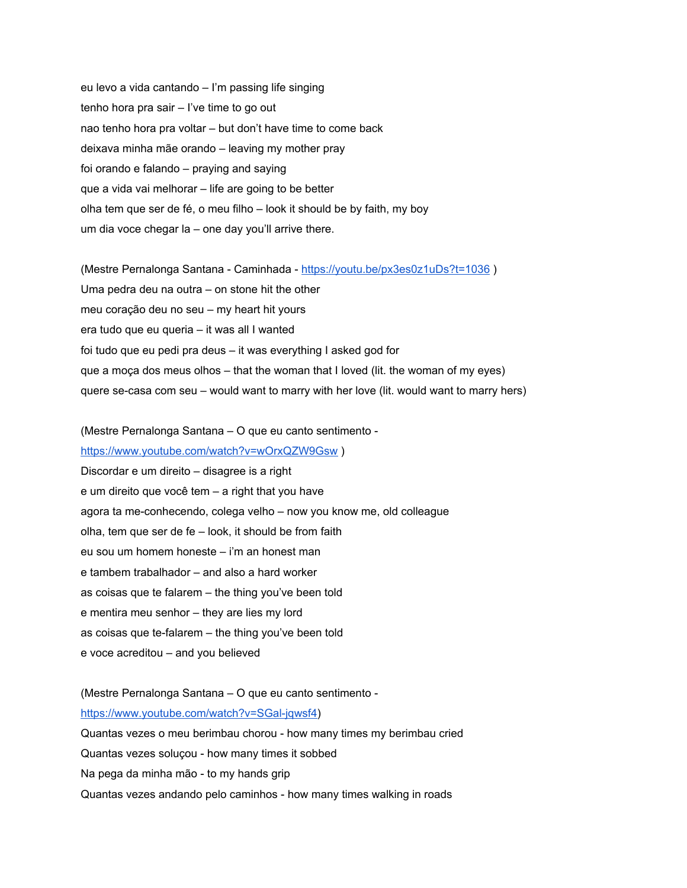eu levo a vida cantando – I'm passing life singing

tenho hora pra sair – I've time to go out

nao tenho hora pra voltar – but don't have time to come back

deixava minha mãe orando – leaving my mother pray

foi orando e falando – praying and saying

que a vida vai melhorar – life are going to be better

olha tem que ser de fé, o meu filho – look it should be by faith, my boy

um dia voce chegar la – one day you'll arrive there.

(Mestre Pernalonga Santana - Caminhada - https://youtu.be/px3es0z1uDs?t=1036 )

Uma pedra deu na outra – on stone hit the other

meu coração deu no seu – my heart hit yours

era tudo que eu queria – it was all I wanted

foi tudo que eu pedi pra deus – it was everything I asked god for

que a moça dos meus olhos – that the woman that I loved (lit. the woman of my eyes)

quere se-casa com seu – would want to marry with her love (lit. would want to marry hers)

(Mestre Pernalonga Santana – O que eu canto sentimento - https://www.youtube.com/watch?v=wOrxQZW9Gsw )

Discordar e um direito – disagree is a right

e um direito que você tem – a right that you have

agora ta me-conhecendo, colega velho – now you know me, old colleague

olha, tem que ser de fe – look, it should be from faith

eu sou um homem honeste – i'm an honest man

e tambem trabalhador – and also a hard worker

as coisas que te falarem – the thing you've been told

e mentira meu senhor – they are lies my lord

as coisas que te-falarem – the thing you've been told

e voce acreditou – and you believed

(Mestre Pernalonga Santana – O que eu canto sentimento - https://www.youtube.com/watch?v=SGal-jqwsf4)

Quantas vezes o meu berimbau chorou - how many times my berimbau cried

Quantas vezes soluçou - how many times it sobbed

Na pega da minha mão - to my hands grip

Quantas vezes andando pelo caminhos - how many times walking in roads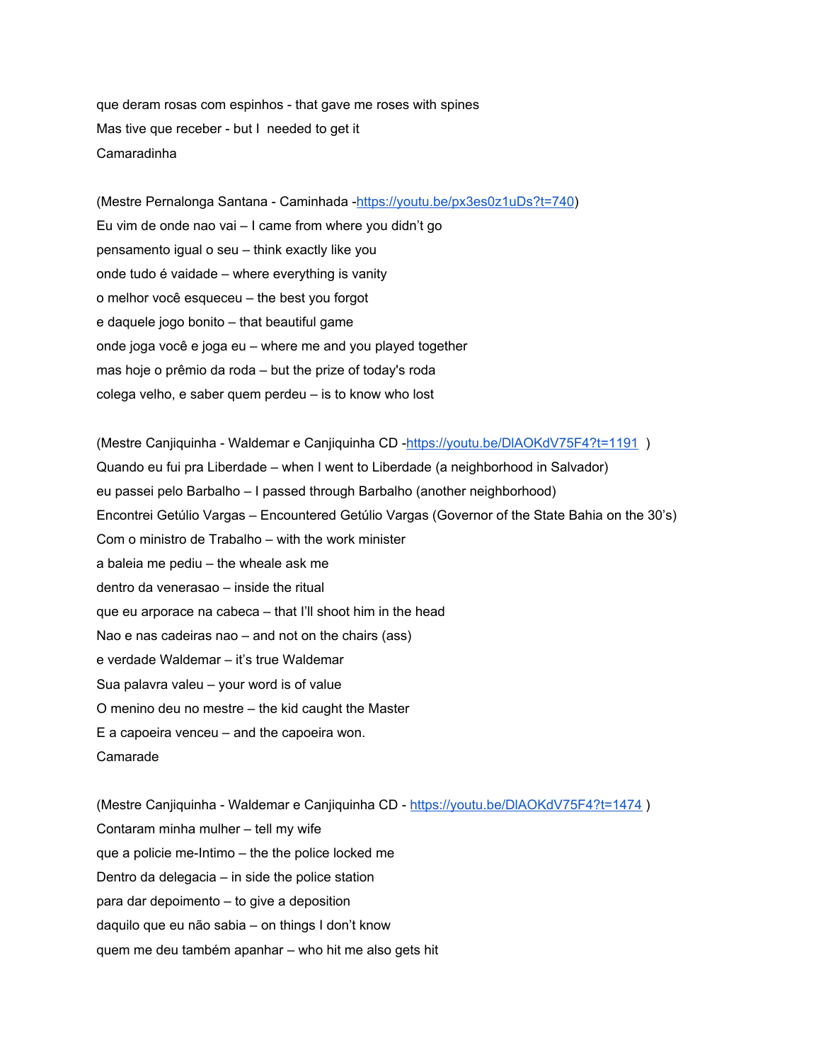que deram rosas com espinhos - that gave me roses with spines

Mas tive que receber - but I needed to get it

Camaradinha

(Mestre Pernalonga Santana - Caminhada -https://youtu.be/px3es0z1uDs?t=740)

Eu vim de onde nao vai – I came from where you didn't go

pensamento igual o seu – think exactly like you

onde tudo é vaidade – where everything is vanity

o melhor você esqueceu – the best you forgot

e daquele jogo bonito – that beautiful game

onde joga você é joga eu – where me and you played together

mas hoje o prêmio da roda – but the prize of today's roda

colega velho, e saber quem perdeu – is to know who lost

(Mestre Canjiquinha - Waldemar e Canjiquinha CD -https://youtu.be/DlAOKdV75F4?t=1191 )

Quando eu fui pra Liberdade – when I went to Liberdade (a neighborhood in Salvador)

eu passei pelo Barbalho – I passed through Barbalho (another neighborhood)

Encontrei Getúlio Vargas – Encountered Getúlio Vargas (Governor of the State Bahia on the 30's)

Com o ministro de Trabalho – with the work minister

a baleia me pediu – the wheale ask me

dentro da venerasao – inside the ritual

que eu arporace na cabeca – that I'll shoot him in the head

Nao e nas cadeiras nao – and not on the chairs (ass)

e verdade Waldemar – it's true Waldemar

Sua palavra valeu – your word is of value

O menino deu no mestre – the kid caught the Master

E a capoeira venceu – and the capoeira won.

Camarade

(Mestre Canjiquinha - Waldemar e Canjiquinha CD - https://youtu.be/DlAOKdV75F4?t=1474 )

Contaram minha mulher – tell my wife

que a policie me-Intimo – the the police locked me

Dentro da delegacia – in side the police station

para dar depoimento – to give a deposition

daquilo que eu não sabia – on things I don't know

quem me deu também apanhar – who hit me also gets hit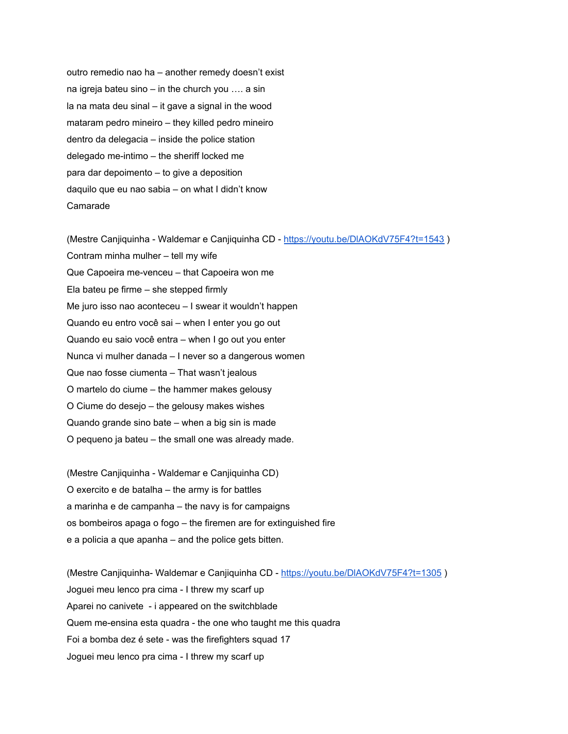outro remedio nao ha – another remedy doesn't exist

na igreja bateu sino – in the church you …. a sin

la na mata deu sinal – it gave a signal in the wood

mataram pedro mineiro – they killed pedro mineiro

dentro da delegacia – inside the police station

delegado me-intimo – the sheriff locked me

para dar depoimento – to give a deposition

daquilo que eu nao sabia – on what I didn't know

Camarade

(Mestre Canjiquinha - Waldemar e Canjiquinha CD - https://youtu.be/DlAOKdV75F4?t=1543 )

Contram minha mulher – tell my wife

Que Capoeira me-venceu – that Capoeira won me

Ela bateu pe firme – she stepped firmly

Me juro isso nao aconteceu – I swear it wouldn't happen

Quando eu entro você sai – when I enter you go out

Quando eu saio você entra – when I go out you enter

Nunca vi mulher danada – I never so a dangerous women

Que nao fosse ciumenta – That wasn't jealous

O martelo do ciume – the hammer makes gelousy

O Ciume do desejo – the gelousy makes wishes

Quando grande sino bate – when a big sin is made

O pequeno ja bateu – the small one was already made.

(Mestre Canjiquinha - Waldemar e Canjiquinha CD)

O exercito e de batalha – the army is for battles

a marinha e de campanha – the navy is for campaigns

os bombeiros apaga o fogo – the firemen are for extinguished fire

e a policia a que apanha – and the police gets bitten.

(Mestre Canjiquinha- Waldemar e Canjiquinha CD - https://youtu.be/DlAOKdV75F4?t=1305 )

Joguei meu lenco pra cima - I threw my scarf up

Aparei no canivete - i appeared on the switchblade

Quem me-ensina esta quadra - the one who taught me this quadra

Foi a bomba dez é sete - was the firefighters squad 17

Joguei meu lenco pra cima - I threw my scarf up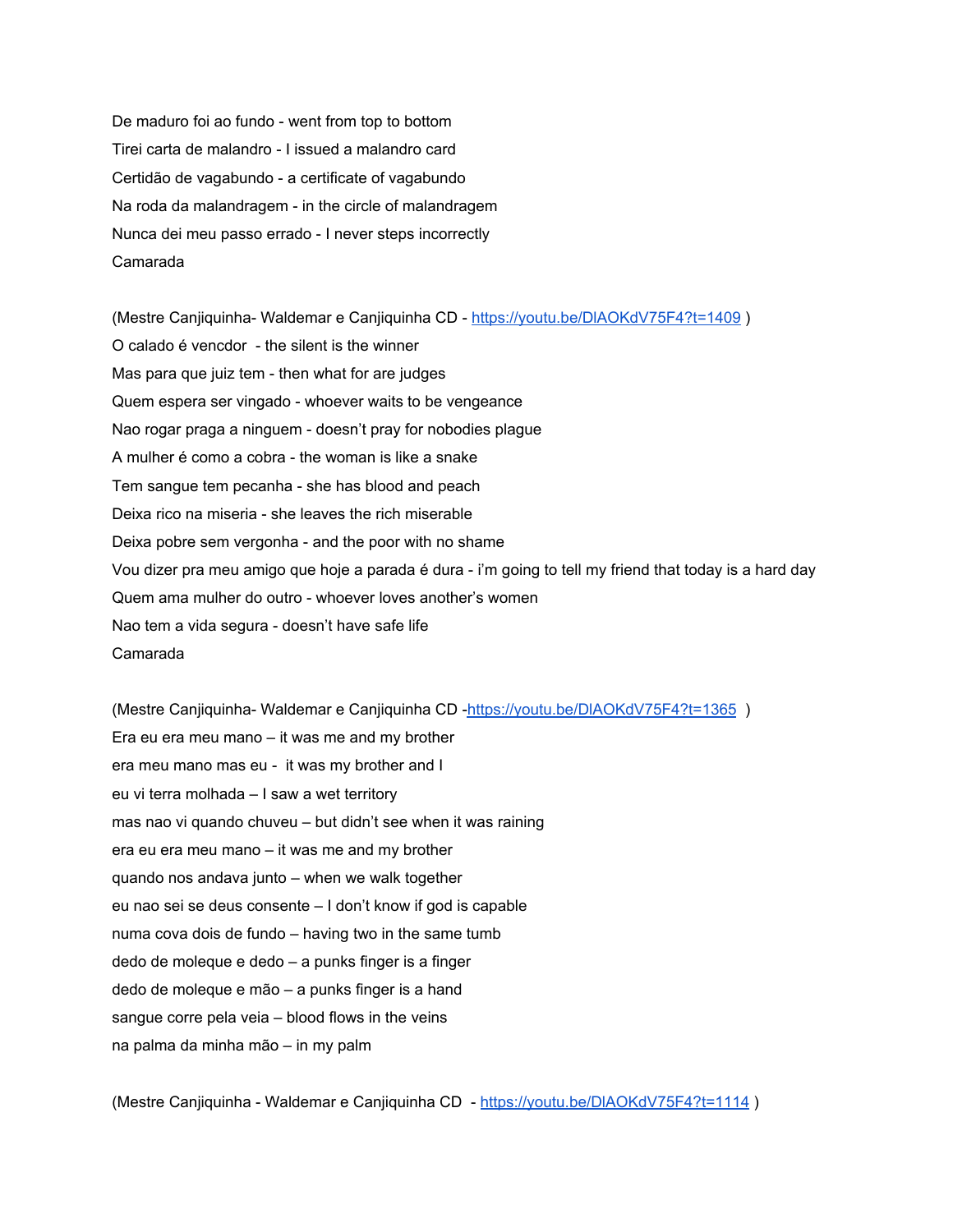De maduro foi ao fundo - went from top to bottom

Tirei carta de malandro - I issued a malandro card

Certidão de vagabundo - a certificate of vagabundo

Na roda da malandragem - in the circle of malandragem

Nunca dei meu passo errado - I never steps incorrectly

Camarada

(Mestre Canjiquinha- Waldemar e Canjiquinha CD - https://youtu.be/DlAOKdV75F4?t=1409 )

O calado é vencdor - the silent is the winner

Mas para que juiz tem - then what for are judges

Quem espera ser vingado - whoever waits to be vengeance

Nao rogar praga a ninguem - doesn't pray for nobodies plague

A mulher é como a cobra - the woman is like a snake

Tem sangue tem pecanha - she has blood and peach

Deixa rico na miseria - she leaves the rich miserable

Deixa pobre sem vergonha - and the poor with no shame

Vou dizer pra meu amigo que hoje a parada é dura - i'm going to tell my friend that today is a hard day

Quem ama mulher do outro - whoever loves another's women

Nao tem a vida segura - doesn't have safe life

Camarada

(Mestre Canjiquinha- Waldemar e Canjiquinha CD -https://youtu.be/DlAOKdV75F4?t=1365 )

Era eu era meu mano – it was me and my brother

era meu mano mas eu - it was my brother and I

eu vi terra molhada – I saw a wet territory

mas nao vi quando chuveu – but didn't see when it was raining

era eu era meu mano – it was me and my brother

quando nos andava junto – when we walk together

eu nao sei se deus consente – I don't know if god is capable

numa cova dois de fundo – having two in the same tumb

dedo de moleque e dedo – a punks finger is a finger

dedo de moleque e mão – a punks finger is a hand

sangue corre pela veia – blood flows in the veins

na palma da minha mão – in my palm

(Mestre Canjiquinha - Waldemar e Canjiquinha CD - https://youtu.be/DlAOKdV75F4?t=1114 )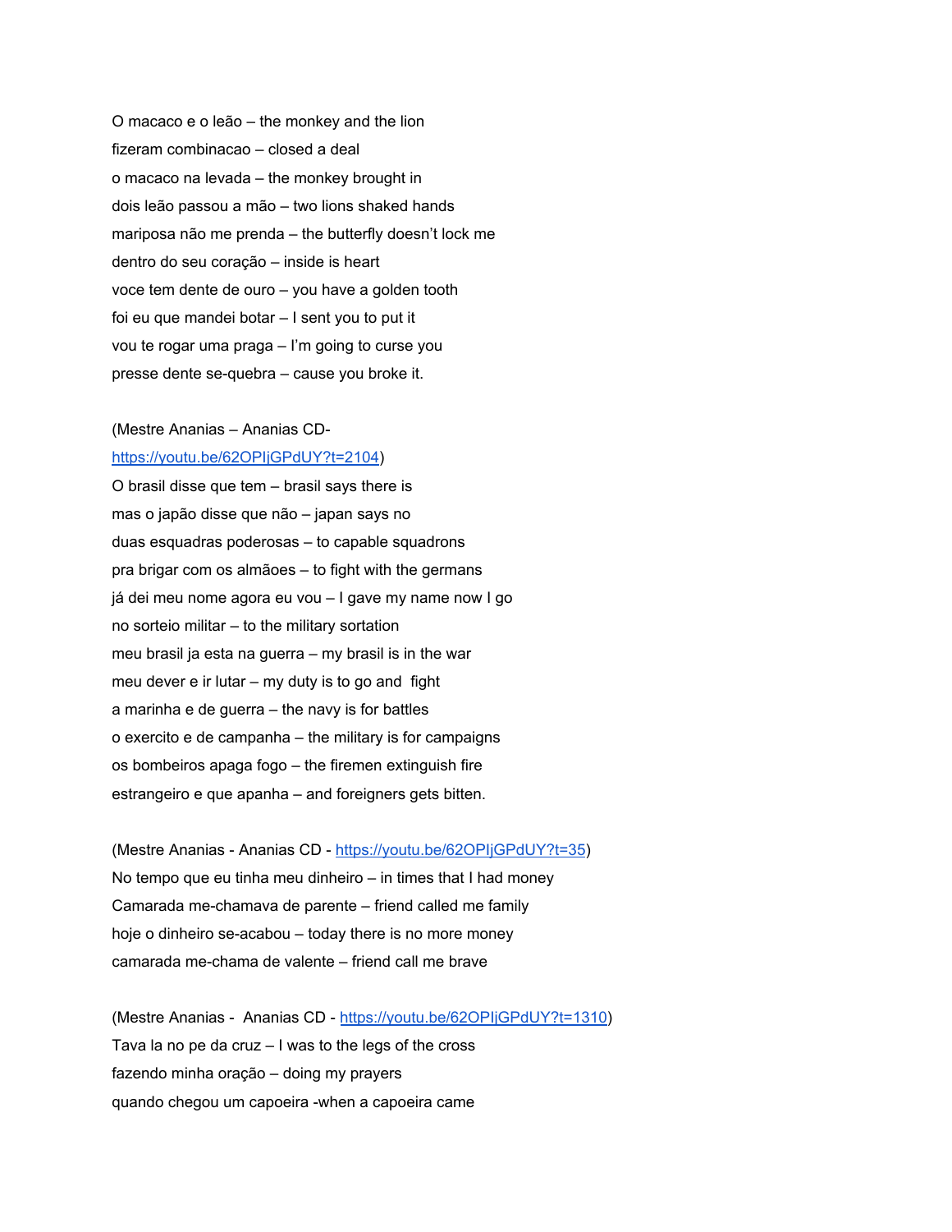O macaco e o leão – the monkey and the lion

fizeram combinacao – closed a deal

o macaco na levada – the monkey brought in

dois leão passou a mão – two lions shaked hands

mariposa não me prenda – the butterfly doesn't lock me

dentro do seu coração – inside is heart

voce tem dente de ouro – you have a golden tooth

foi eu que mandei botar – I sent you to put it

vou te rogar uma praga – I'm going to curse you

presse dente se-quebra – cause you broke it.

(Mestre Ananias – Ananias CD- [https://youtu.be/62OPIjGPdUY?t=2104](https://youtu.be/62OPIjGPdUY?t=2104))

O brasil disse que tem – brasil says there is

mas o japão disse que não – japan says no

duas esquadras poderosas – to capable squadrons

pra brigar com os almãoes – to fight with the germans

já dei meu nome agora eu vou – I gave my name now I go

no sorteio militar – to the military sortation

meu brasil ja esta na guerra – my brasil is in the war

meu dever e ir lutar – my duty is to go and fight

a marinha e de guerra – the navy is for battles

o exercito e de campanha – the military is for campaigns

os bombeiros apaga fogo – the firemen extinguish fire

estrangeiro e que apanha – and foreigners gets bitten.

(Mestre Ananias - Ananias CD - [https://youtu.be/62OPIjGPdUY?t=35](https://youtu.be/62OPIjGPdUY?t=35))

No tempo que eu tinha meu dinheiro – in times that I had money

Camarada me-chamava de parente – friend called me family

hoje o dinheiro se-acabou – today there is no more money

camarada me-chama de valente – friend call me brave

(Mestre Ananias - Ananias CD - [https://youtu.be/62OPIjGPdUY?t=1310](https://youtu.be/62OPIjGPdUY?t=1310))

Tava la no pe da cruz – I was to the legs of the cross

fazendo minha oração – doing my prayers

quando chegou um capoeira -when a capoeira came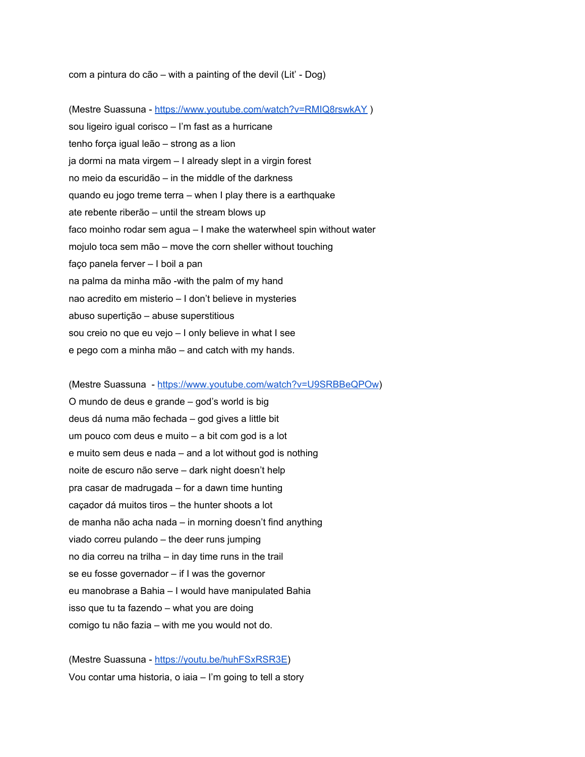com a pintura do cão – with a painting of the devil (Lit' - Dog)

(Mestre Suassuna - https://www.youtube.com/watch?v=RMIQ8rswkAY )

sou ligeiro igual corisco – I'm fast as a hurricane

tenho força igual leão – strong as a lion

ja dormi na mata virgem – I already slept in a virgin forest

no meio da escuridão – in the middle of the darkness

quando eu jogo treme terra – when I play there is a earthquake

ate rebente riberão – until the stream blows up

faco moinho rodar sem agua – I make the waterwheel spin without water

mojulo toca sem mão – move the corn sheller without touching

faço panela ferver – I boil a pan

na palma da minha mão -with the palm of my hand

nao acredito em misterio – I don't believe in mysteries

abuso supertição – abuse superstitious

sou creio no que eu vejo – I only believe in what I see

e pego com a minha mão – and catch with my hands.

(Mestre Suassuna - https://www.youtube.com/watch?v=U9SRBBeQPOw)

O mundo de deus e grande – god's world is big

deus dá numa mão fechada – god gives a little bit

um pouco com deus e muito – a bit com god is a lot

e muito sem deus e nada – and a lot without god is nothing

noite de escuro não serve – dark night doesn't help

pra casar de madrugada – for a dawn time hunting

caçador dá muitos tiros – the hunter shoots a lot

de manha não acha nada – in morning doesn't find anything

viado correu pulando – the deer runs jumping

no dia correu na trilha – in day time runs in the trail

se eu fosse governador – if I was the governor

eu manobrase a Bahia – I would have manipulated Bahia

isso que tu ta fazendo – what you are doing

comigo tu não fazia – with me you would not do.

(Mestre Suassuna - https://youtu.be/huhFSxRSR3E)

Vou contar uma historia, o iaia – I'm going to tell a story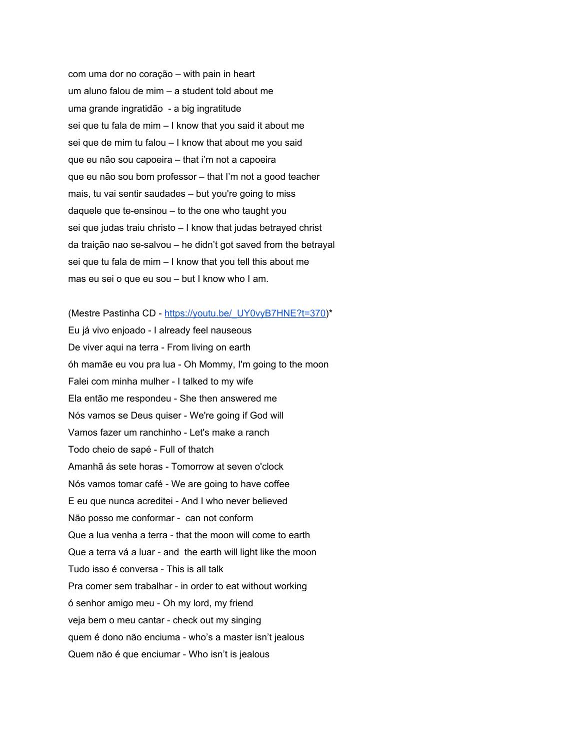com uma dor no coração – with pain in heart
um aluno falou de mim – a student told about me
uma grande ingratidão - a big ingratitude
sei que tu fala de mim – I know that you said it about me
sei que de mim tu falou – I know that about me you said
que eu não sou capoeira – that i'm not a capoeira
que eu não sou bom professor – that I'm not a good teacher
mais, tu vai sentir saudades – but you're going to miss
daquele que te-ensinou – to the one who taught you
sei que judas traiu christo – I know that judas betrayed christ
da traição nao se-salvou – he didn't got saved from the betrayal
sei que tu fala de mim – I know that you tell this about me
mas eu sei o que eu sou – but I know who I am.

(Mestre Pastinha CD - https://youtu.be/_UY0vyB7HNE?t=370)*
Eu já vivo enjoado - I already feel nauseous
De viver aqui na terra - From living on earth
óh mamãe eu vou pra lua - Oh Mommy, I'm going to the moon
Falei com minha mulher - I talked to my wife
Ela então me respondeu - She then answered me
Nós vamos se Deus quiser - We're going if God will
Vamos fazer um ranchinho - Let's make a ranch
Todo cheio de sapé - Full of thatch
Amanhã ás sete horas - Tomorrow at seven o'clock
Nós vamos tomar café - We are going to have coffee
E eu que nunca acreditei - And I who never believed
Não posso me conformar - can not conform
Que a lua venha a terra - that the moon will come to earth
Que a terra vá a luar - and the earth will light like the moon
Tudo isso é conversa - This is all talk
Pra comer sem trabalhar - in order to eat without working
ó senhor amigo meu - Oh my lord, my friend
veja bem o meu cantar - check out my singing
quem é dono não enciuma - who's a master isn't jealous
Quem não é que enciumar - Who isn't is jealous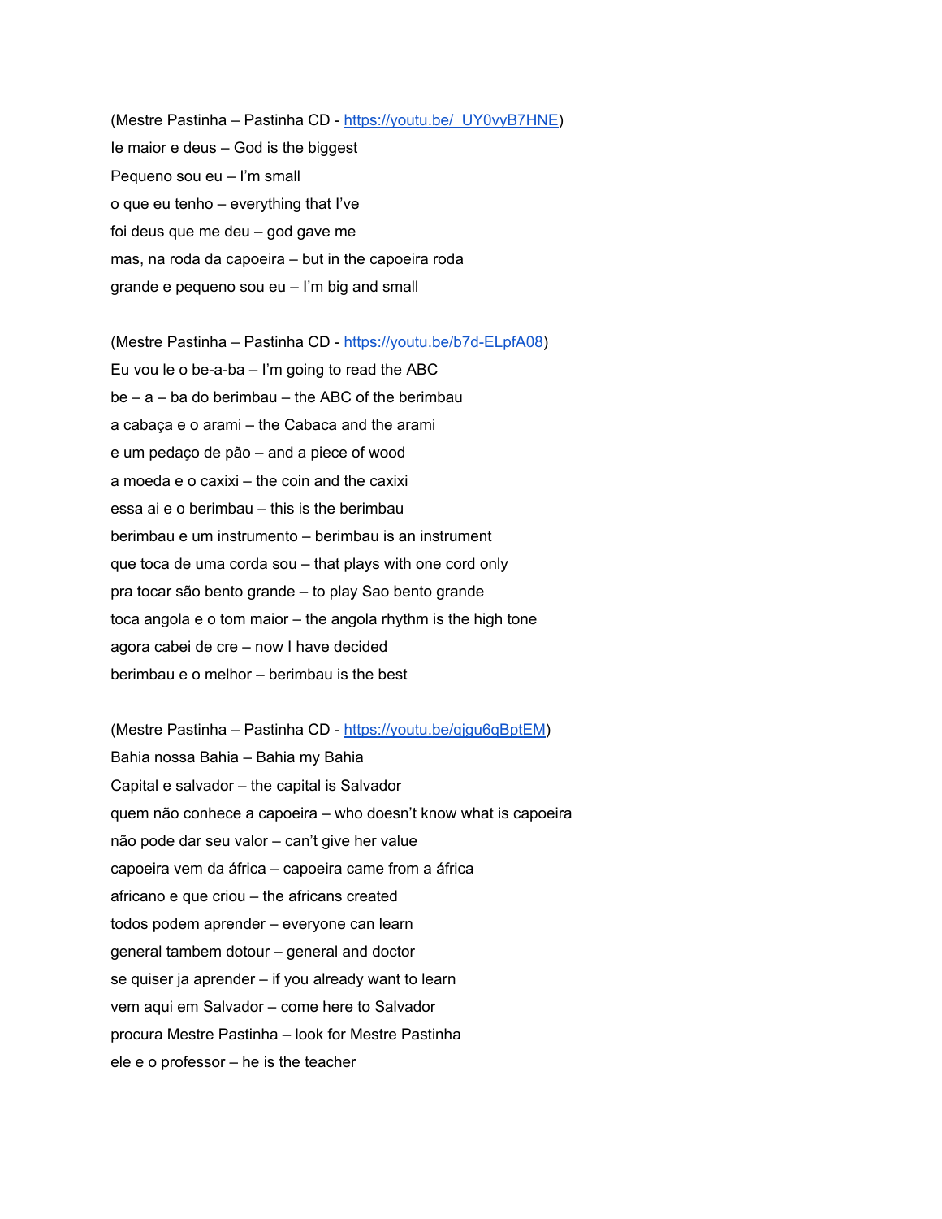(Mestre Pastinha – Pastinha CD - [https://youtu.be/_UY0vyB7HNE](https://youtu.be/_UY0vyB7HNE))

Ie maior e deus – God is the biggest

Pequeno sou eu – I'm small

o que eu tenho – everything that I've

foi deus que me deu – god gave me

mas, na roda da capoeira – but in the capoeira roda

grande e pequeno sou eu – I'm big and small

(Mestre Pastinha – Pastinha CD - [https://youtu.be/b7d-ELpfA08](https://youtu.be/b7d-ELpfA08))

Eu vou le o be-a-ba – I'm going to read the ABC

be – a – ba do berimbau – the ABC of the berimbau

a cabaça e o arami – the Cabaca and the arami

e um pedaço de pão – and a piece of wood

a moeda e o caxixi – the coin and the caxixi

essa ai e o berimbau – this is the berimbau

berimbau e um instrumento – berimbau is an instrument

que toca de uma corda sou – that plays with one cord only

pra tocar são bento grande – to play Sao bento grande

toca angola e o tom maior – the angola rhythm is the high tone

agora cabei de cre – now I have decided

berimbau e o melhor – berimbau is the best

(Mestre Pastinha – Pastinha CD - [https://youtu.be/qjgu6qBptEM](https://youtu.be/qjgu6qBptEM))

Bahia nossa Bahia – Bahia my Bahia

Capital e salvador – the capital is Salvador

quem não conhece a capoeira – who doesn't know what is capoeira

não pode dar seu valor – can't give her value

capoeira vem da áfrica – capoeira came from a áfrica

africano e que criou – the africans created

todos podem aprender – everyone can learn

general tambem dotour – general and doctor

se quiser ja aprender – if you already want to learn

vem aqui em Salvador – come here to Salvador

procura Mestre Pastinha – look for Mestre Pastinha

ele e o professor – he is the teacher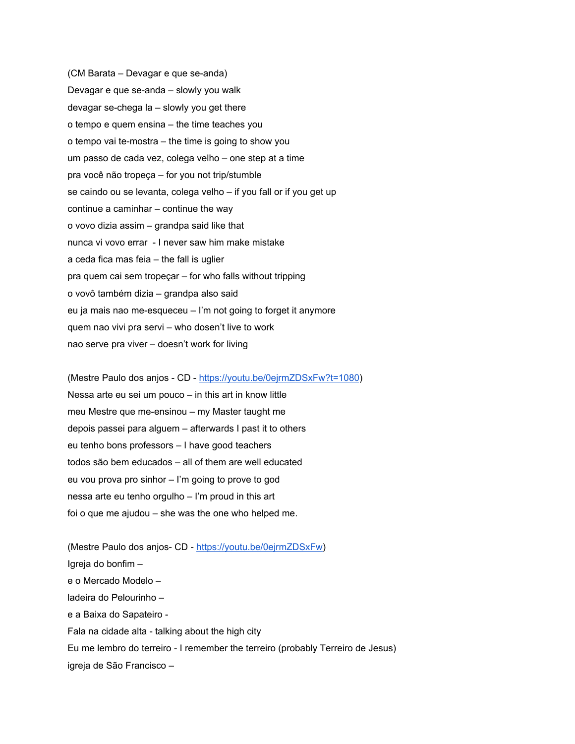(CM Barata – Devagar e que se-anda)

Devagar e que se-anda – slowly you walk

devagar se-chega la – slowly you get there

o tempo e quem ensina – the time teaches you

o tempo vai te-mostra – the time is going to show you

um passo de cada vez, colega velho – one step at a time

pra você não tropeça – for you not trip/stumble

se caindo ou se levanta, colega velho – if you fall or if you get up

continue a caminhar – continue the way

o vovo dizia assim – grandpa said like that

nunca vi vovo errar  - I never saw him make mistake

a ceda fica mas feia – the fall is uglier

pra quem cai sem tropeçar – for who falls without tripping

o vovô também dizia – grandpa also said

eu ja mais nao me-esqueceu – I'm not going to forget it anymore

quem nao vivi pra servi – who dosen't live to work

nao serve pra viver – doesn't work for living

(Mestre Paulo dos anjos - CD - https://youtu.be/0ejrmZDSxFw?t=1080)

Nessa arte eu sei um pouco – in this art in know little

meu Mestre que me-ensinou – my Master taught me

depois passei para alguem – afterwards I past it to others

eu tenho bons professors – I have good teachers

todos são bem educados – all of them are well educated

eu vou prova pro sinhor – I'm going to prove to god

nessa arte eu tenho orgulho – I'm proud in this art

foi o que me ajudou – she was the one who helped me.

(Mestre Paulo dos anjos- CD - https://youtu.be/0ejrmZDSxFw)

Igreja do bonfim –

e o Mercado Modelo –

ladeira do Pelourinho –

e a Baixa do Sapateiro -

Fala na cidade alta - talking about the high city

Eu me lembro do terreiro - I remember the terreiro (probably Terreiro de Jesus)

igreja de São Francisco –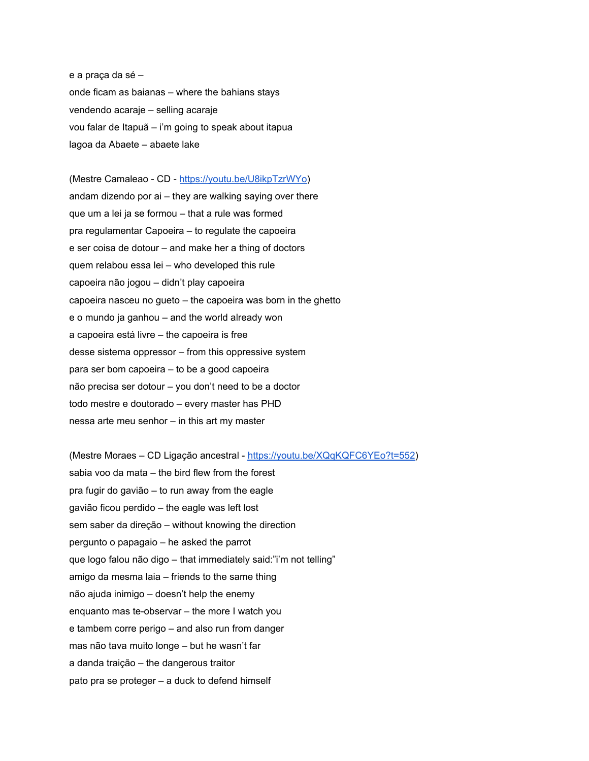e a praça da sé –  
onde ficam as baianas – where the bahians stays  
vendendo acaraje – selling acaraje  
vou falar de Itapuã – i'm going to speak about itapua  
lagoa da Abaete – abaete lake

(Mestre Camaleao - CD - [https://youtu.be/U8ikpTzrWYo](https://youtu.be/U8ikpTzrWYo))  
andam dizendo por ai – they are walking saying over there  
que um a lei ja se formou – that a rule was formed  
pra regulamentar Capoeira – to regulate the capoeira  
e ser coisa de dotour – and make her a thing of doctors  
quem relabou essa lei – who developed this rule  
capoeira não jogou – didn't play capoeira  
capoeira nasceu no gueto – the capoeira was born in the ghetto  
e o mundo ja ganhou – and the world already won  
a capoeira está livre – the capoeira is free  
desse sistema oppressor – from this oppressive system  
para ser bom capoeira – to be a good capoeira  
não precisa ser dotour – you don't need to be a doctor  
todo mestre e doutorado – every master has PHD  
nessa arte meu senhor – in this art my master

(Mestre Moraes – CD Ligação ancestral - [https://youtu.be/XQqKQFC6YEo?t=552](https://youtu.be/XQqKQFC6YEo?t=552))  
sabia voo da mata – the bird flew from the forest  
pra fugir do gavião – to run away from the eagle  
gavião ficou perdido – the eagle was left lost  
sem saber da direção – without knowing the direction  
pergunto o papagaio – he asked the parrot  
que logo falou não digo – that immediately said:"i'm not telling"  
amigo da mesma laia – friends to the same thing  
não ajuda inimigo – doesn't help the enemy  
enquanto mas te-observar – the more I watch you  
e tambem corre perigo – and also run from danger  
mas não tava muito longe – but he wasn't far  
a danda traição – the dangerous traitor  
pato pra se proteger – a duck to defend himself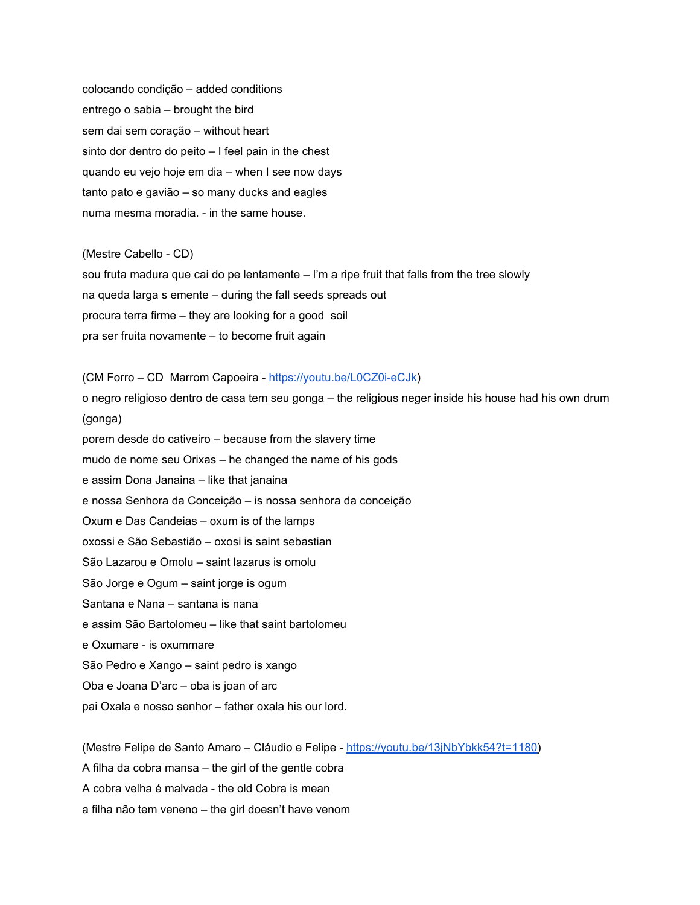colocando condição – added conditions

entrego o sabia – brought the bird

sem dai sem coração – without heart

sinto dor dentro do peito – I feel pain in the chest

quando eu vejo hoje em dia – when I see now days

tanto pato e gavião – so many ducks and eagles

numa mesma moradia. - in the same house.

(Mestre Cabello - CD)

sou fruta madura que cai do pe lentamente – I'm a ripe fruit that falls from the tree slowly

na queda larga s emente – during the fall seeds spreads out

procura terra firme – they are looking for a good  soil

pra ser fruita novamente – to become fruit again

(CM Forro – CD  Marrom Capoeira - [https://youtu.be/L0CZ0i-eCJk](https://youtu.be/L0CZ0i-eCJk))

o negro religioso dentro de casa tem seu gonga – the religious neger inside his house had his own drum (gonga)

porem desde do cativeiro – because from the slavery time

mudo de nome seu Orixas – he changed the name of his gods

e assim Dona Janaina – like that janaina

e nossa Senhora da Conceição – is nossa senhora da conceição

Oxum e Das Candeias – oxum is of the lamps

oxossi e São Sebastião – oxosi is saint sebastian

São Lazarou e Omolu – saint lazarus is omolu

São Jorge e Ogum – saint jorge is ogum

Santana e Nana – santana is nana

e assim São Bartolomeu – like that saint bartolomeu

e Oxumare - is oxummare

São Pedro e Xango – saint pedro is xango

Oba e Joana D'arc – oba is joan of arc

pai Oxala e nosso senhor – father oxala his our lord.

(Mestre Felipe de Santo Amaro – Cláudio e Felipe - [https://youtu.be/13jNbYbkk54?t=1180](https://youtu.be/13jNbYbkk54?t=1180))

A filha da cobra mansa – the girl of the gentle cobra

A cobra velha é malvada - the old Cobra is mean

a filha não tem veneno – the girl doesn't have venom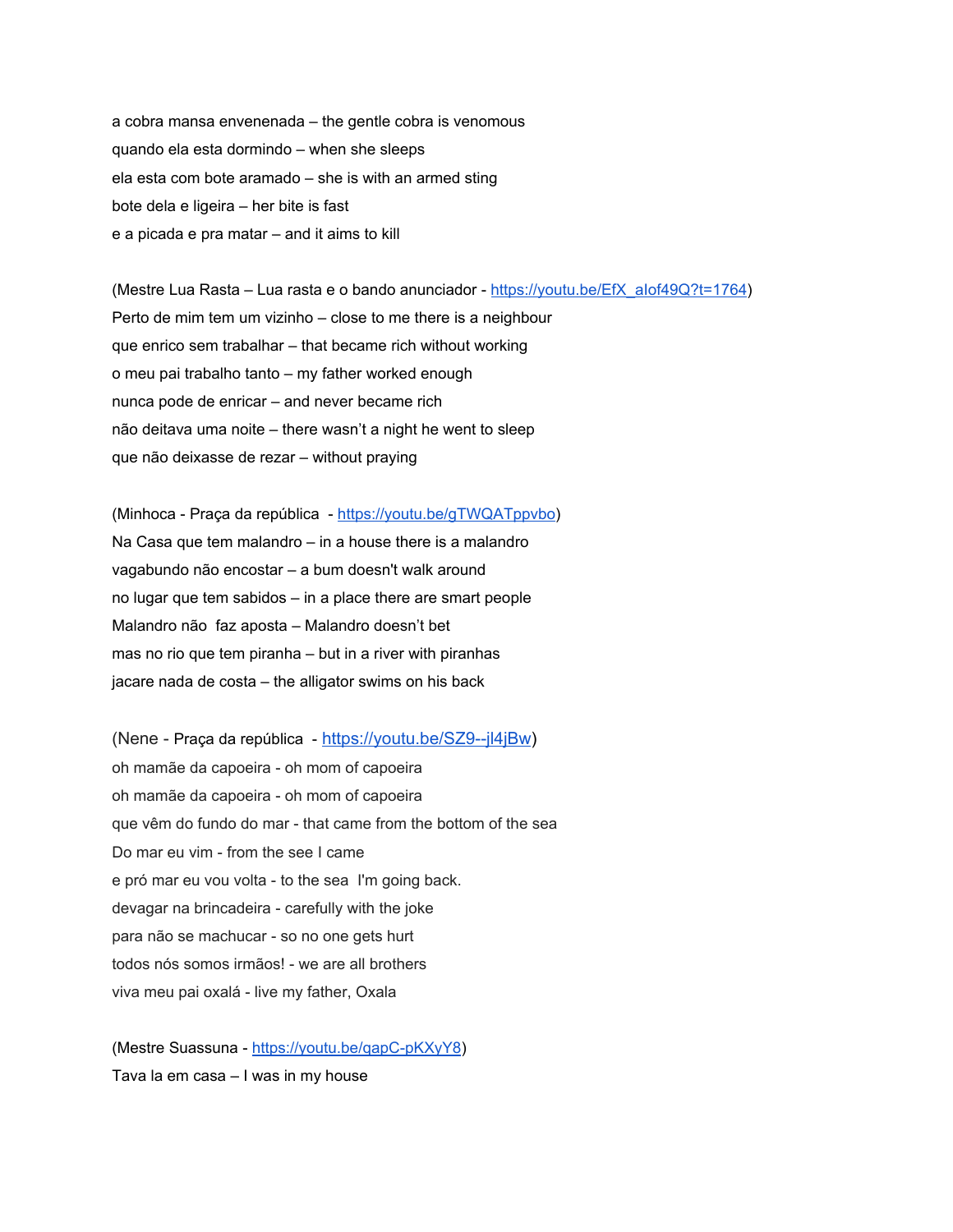a cobra mansa envenenada – the gentle cobra is venomous

quando ela esta dormindo – when she sleeps

ela esta com bote aramado – she is with an armed sting

bote dela e ligeira – her bite is fast

e a picada e pra matar – and it aims to kill

(Mestre Lua Rasta – Lua rasta e o bando anunciador - https://youtu.be/EfX_aIof49Q?t=1764)

Perto de mim tem um vizinho – close to me there is a neighbour

que enrico sem trabalhar – that became rich without working

o meu pai trabalho tanto – my father worked enough

nunca pode de enricar – and never became rich

não deitava uma noite – there wasn't a night he went to sleep

que não deixasse de rezar – without praying

(Minhoca - Praça da república - https://youtu.be/gTWQATppvbo)

Na Casa que tem malandro – in a house there is a malandro

vagabundo não encostar – a bum doesn't walk around

no lugar que tem sabidos – in a place there are smart people

Malandro não faz aposta – Malandro doesn't bet

mas no rio que tem piranha – but in a river with piranhas

jacare nada de costa – the alligator swims on his back

(Nene - Praça da república - https://youtu.be/SZ9--jl4jBw)

oh mamãe da capoeira - oh mom of capoeira

oh mamãe da capoeira - oh mom of capoeira

que vêm do fundo do mar - that came from the bottom of the sea

Do mar eu vim - from the see I came

e pró mar eu vou volta - to the sea I'm going back.

devagar na brincadeira - carefully with the joke

para não se machucar - so no one gets hurt

todos nós somos irmãos! - we are all brothers

viva meu pai oxalá - live my father, Oxala

(Mestre Suassuna - https://youtu.be/qapC-pKXyY8)

Tava la em casa – I was in my house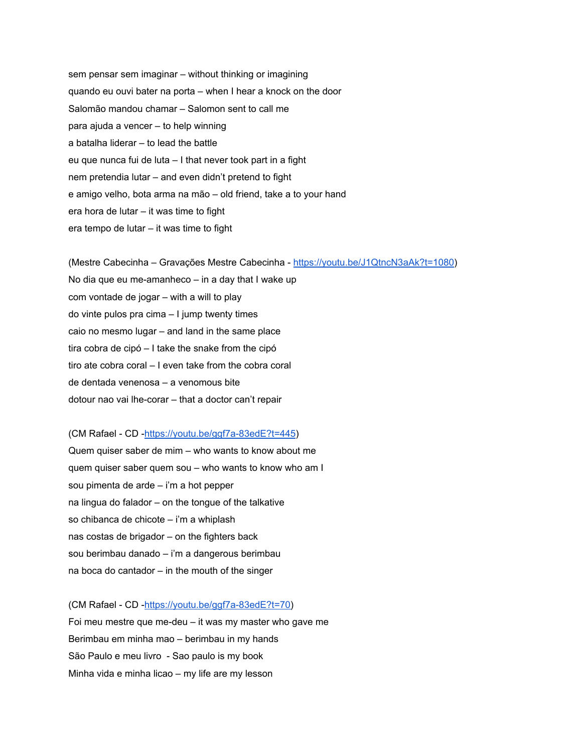sem pensar sem imaginar – without thinking or imagining

quando eu ouvi bater na porta – when I hear a knock on the door

Salomão mandou chamar – Salomon sent to call me

para ajuda a vencer – to help winning

a batalha liderar – to lead the battle

eu que nunca fui de luta – I that never took part in a fight

nem pretendia lutar – and even didn't pretend to fight

e amigo velho, bota arma na mão – old friend, take a to your hand

era hora de lutar – it was time to fight

era tempo de lutar – it was time to fight

(Mestre Cabecinha – Gravações Mestre Cabecinha - https://youtu.be/J1QtncN3aAk?t=1080)

No dia que eu me-amanheco – in a day that I wake up

com vontade de jogar – with a will to play

do vinte pulos pra cima – I jump twenty times

caio no mesmo lugar – and land in the same place

tira cobra de cipó – I take the snake from the cipó

tiro ate cobra coral – I even take from the cobra coral

de dentada venenosa – a venomous bite

dotour nao vai lhe-corar – that a doctor can't repair

(CM Rafael - CD -https://youtu.be/ggf7a-83edE?t=445)

Quem quiser saber de mim – who wants to know about me

quem quiser saber quem sou – who wants to know who am I

sou pimenta de arde – i'm a hot pepper

na lingua do falador – on the tongue of the talkative

so chibanca de chicote – i'm a whiplash

nas costas de brigador – on the fighters back

sou berimbau danado – i'm a dangerous berimbau

na boca do cantador – in the mouth of the singer

(CM Rafael - CD -https://youtu.be/ggf7a-83edE?t=70)

Foi meu mestre que me-deu – it was my master who gave me

Berimbau em minha mao – berimbau in my hands

São Paulo e meu livro  - Sao paulo is my book

Minha vida e minha licao – my life are my lesson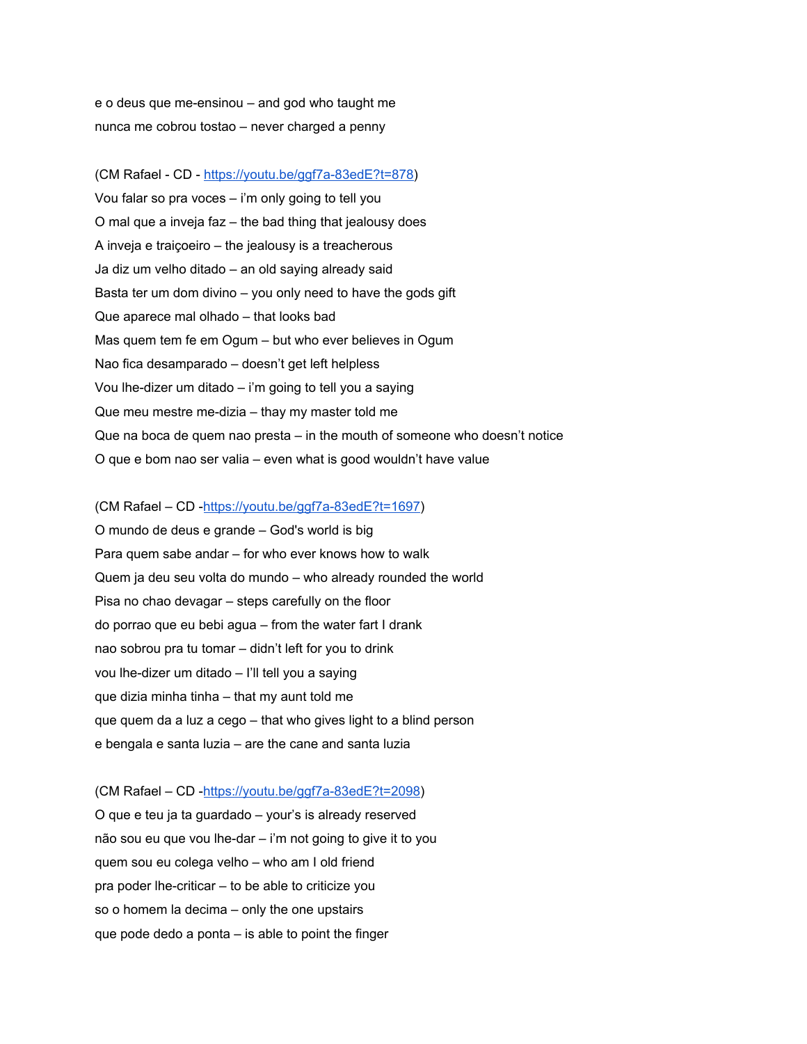e o deus que me-ensinou – and god who taught me

nunca me cobrou tostao – never charged a penny

(CM Rafael - CD - https://youtu.be/ggf7a-83edE?t=878)

Vou falar so pra voces – i'm only going to tell you

O mal que a inveja faz – the bad thing that jealousy does

A inveja e traiçoeiro – the jealousy is a treacherous

Ja diz um velho ditado – an old saying already said

Basta ter um dom divino – you only need to have the gods gift

Que aparece mal olhado – that looks bad

Mas quem tem fe em Ogum – but who ever believes in Ogum

Nao fica desamparado – doesn't get left helpless

Vou lhe-dizer um ditado – i'm going to tell you a saying

Que meu mestre me-dizia – thay my master told me

Que na boca de quem nao presta – in the mouth of someone who doesn't notice

O que e bom nao ser valia – even what is good wouldn't have value

(CM Rafael – CD -https://youtu.be/ggf7a-83edE?t=1697)

O mundo de deus e grande – God's world is big

Para quem sabe andar – for who ever knows how to walk

Quem ja deu seu volta do mundo – who already rounded the world

Pisa no chao devagar – steps carefully on the floor

do porrao que eu bebi agua – from the water fart I drank

nao sobrou pra tu tomar – didn't left for you to drink

vou lhe-dizer um ditado – I'll tell you a saying

que dizia minha tinha – that my aunt told me

que quem da a luz a cego – that who gives light to a blind person

e bengala e santa luzia – are the cane and santa luzia

(CM Rafael – CD -https://youtu.be/ggf7a-83edE?t=2098)

O que e teu ja ta guardado – your's is already reserved

não sou eu que vou lhe-dar – i'm not going to give it to you

quem sou eu colega velho – who am I old friend

pra poder lhe-criticar – to be able to criticize you

so o homem la decima – only the one upstairs

que pode dedo a ponta – is able to point the finger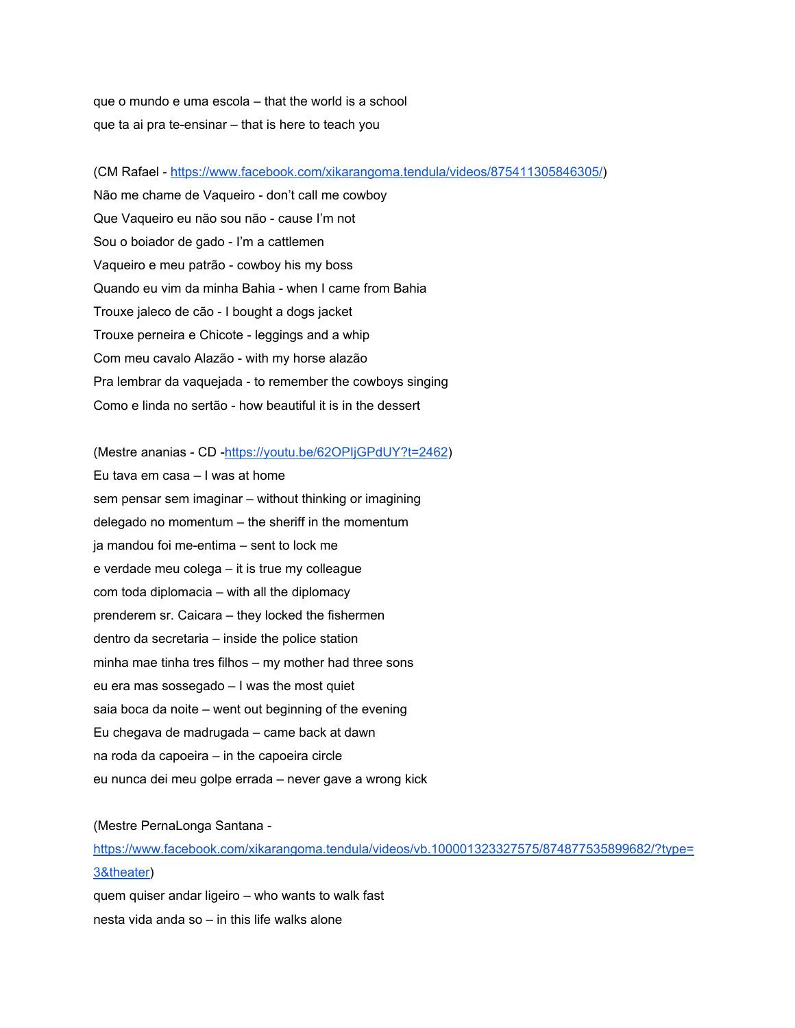que o mundo e uma escola – that the world is a school
que ta ai pra te-ensinar – that is here to teach you

(CM Rafael - https://www.facebook.com/xikarangoma.tendula/videos/875411305846305/)
Não me chame de Vaqueiro - don't call me cowboy
Que Vaqueiro eu não sou não - cause I'm not
Sou o boiador de gado - I'm a cattlemen
Vaqueiro e meu patrão - cowboy his my boss
Quando eu vim da minha Bahia - when I came from Bahia
Trouxe jaleco de cão - I bought a dogs jacket
Trouxe perneira e Chicote - leggings and a whip
Com meu cavalo Alazão - with my horse alazão
Pra lembrar da vaquejada - to remember the cowboys singing
Como e linda no sertão - how beautiful it is in the dessert

(Mestre ananias - CD -https://youtu.be/62OPIjGPdUY?t=2462)
Eu tava em casa – I was at home
sem pensar sem imaginar – without thinking or imagining
delegado no momentum – the sheriff in the momentum
ja mandou foi me-entima – sent to lock me
e verdade meu colega – it is true my colleague
com toda diplomacia – with all the diplomacy
prenderem sr. Caicara – they locked the fishermen
dentro da secretaria – inside the police station
minha mae tinha tres filhos – my mother had three sons
eu era mas sossegado – I was the most quiet
saia boca da noite – went out beginning of the evening
Eu chegava de madrugada – came back at dawn
na roda da capoeira – in the capoeira circle
eu nunca dei meu golpe errada – never gave a wrong kick

(Mestre PernaLonga Santana - https://www.facebook.com/xikarangoma.tendula/videos/vb.100001323327575/874877535899682/?type=3&theater)
quem quiser andar ligeiro – who wants to walk fast
nesta vida anda so – in this life walks alone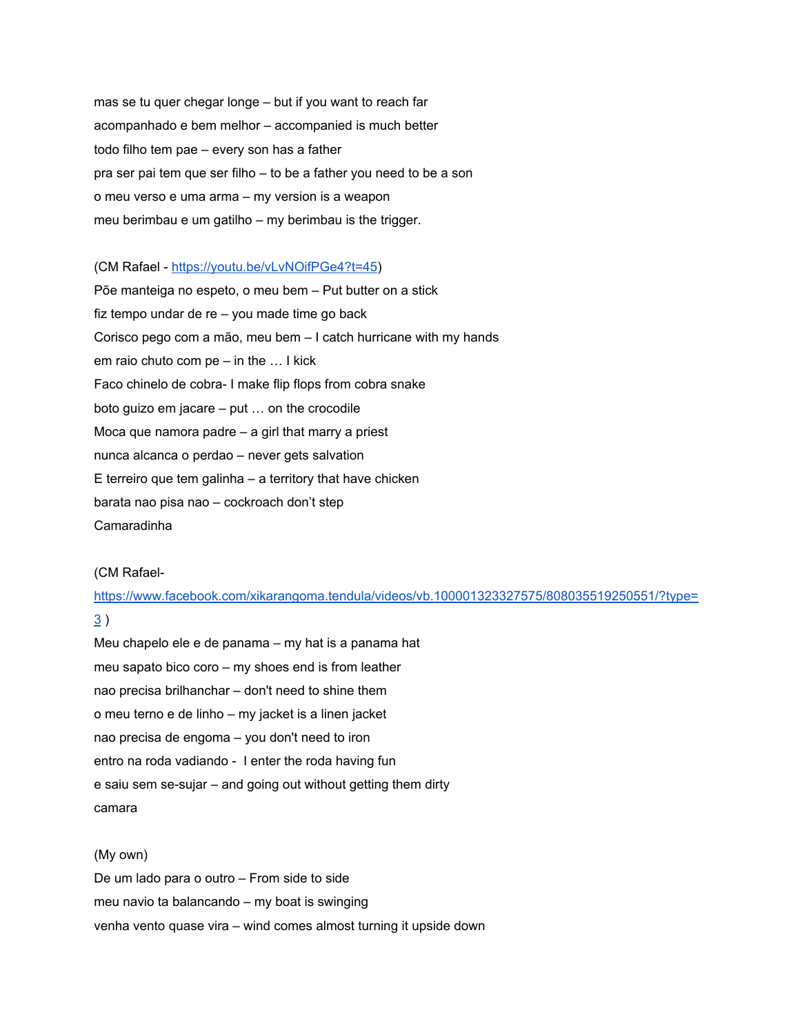mas se tu quer chegar longe – but if you want to reach far

acompanhado e bem melhor – accompanied is much better

todo filho tem pae – every son has a father

pra ser pai tem que ser filho – to be a father you need to be a son

o meu verso e uma arma – my version is a weapon

meu berimbau e um gatilho – my berimbau is the trigger.

(CM Rafael - https://youtu.be/vLvNOifPGe4?t=45)

Põe manteiga no espeto, o meu bem – Put butter on a stick

fiz tempo undar de re – you made time go back

Corisco pego com a mão, meu bem – I catch hurricane with my hands

em raio chuto com pe – in the … I kick

Faco chinelo de cobra- I make flip flops from cobra snake

boto guizo em jacare – put … on the crocodile

Moca que namora padre – a girl that marry a priest

nunca alcanca o perdao – never gets salvation

E terreiro que tem galinha – a territory that have chicken

barata nao pisa nao – cockroach don't step

Camaradinha

(CM Rafael- https://www.facebook.com/xikarangoma.tendula/videos/vb.100001323327575/808035519250551/?type=3 )

Meu chapelo ele e de panama – my hat is a panama hat

meu sapato bico coro – my shoes end is from leather

nao precisa brilhanchar – don't need to shine them

o meu terno e de linho – my jacket is a linen jacket

nao precisa de engoma – you don't need to iron

entro na roda vadiando - I enter the roda having fun

e saiu sem se-sujar – and going out without getting them dirty

camara

(My own)

De um lado para o outro – From side to side

meu navio ta balancando – my boat is swinging

venha vento quase vira – wind comes almost turning it upside down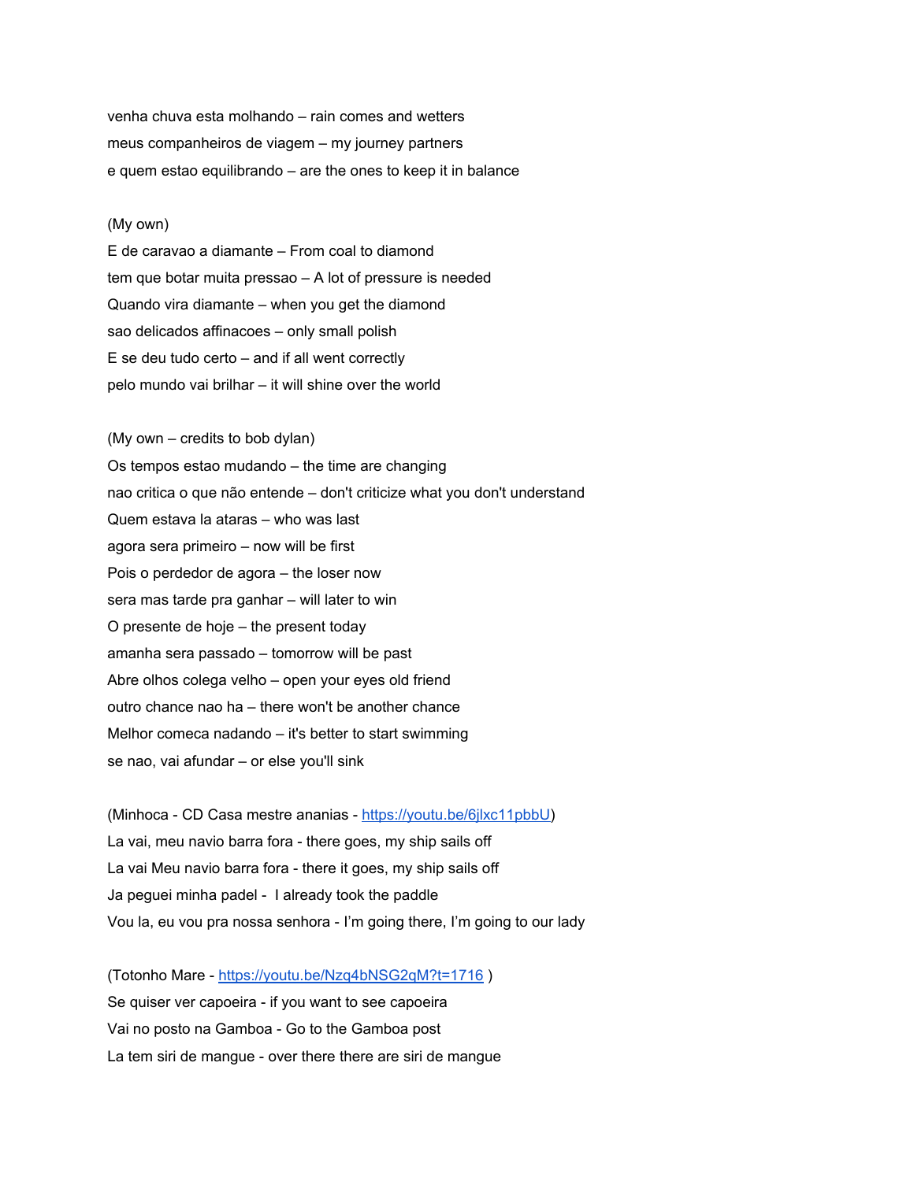venha chuva esta molhando – rain comes and wetters
meus companheiros de viagem – my journey partners
e quem estao equilibrando – are the ones to keep it in balance

(My own)
E de caravao a diamante – From coal to diamond
tem que botar muita pressao – A lot of pressure is needed
Quando vira diamante – when you get the diamond
sao delicados affinacoes – only small polish
E se deu tudo certo – and if all went correctly
pelo mundo vai brilhar – it will shine over the world

(My own – credits to bob dylan)
Os tempos estao mudando – the time are changing
nao critica o que não entende – don't criticize what you don't understand
Quem estava la ataras – who was last
agora sera primeiro – now will be first
Pois o perdedor de agora – the loser now
sera mas tarde pra ganhar – will later to win
O presente de hoje – the present today
amanha sera passado – tomorrow will be past
Abre olhos colega velho – open your eyes old friend
outro chance nao ha – there won't be another chance
Melhor comeca nadando – it's better to start swimming
se nao, vai afundar – or else you'll sink

(Minhoca - CD Casa mestre ananias - https://youtu.be/6jlxc11pbbU)
La vai, meu navio barra fora - there goes, my ship sails off
La vai Meu navio barra fora - there it goes, my ship sails off
Ja peguei minha padel - I already took the paddle
Vou la, eu vou pra nossa senhora - I'm going there, I'm going to our lady

(Totonho Mare - https://youtu.be/Nzq4bNSG2qM?t=1716 )
Se quiser ver capoeira - if you want to see capoeira
Vai no posto na Gamboa - Go to the Gamboa post
La tem siri de mangue - over there there are siri de mangue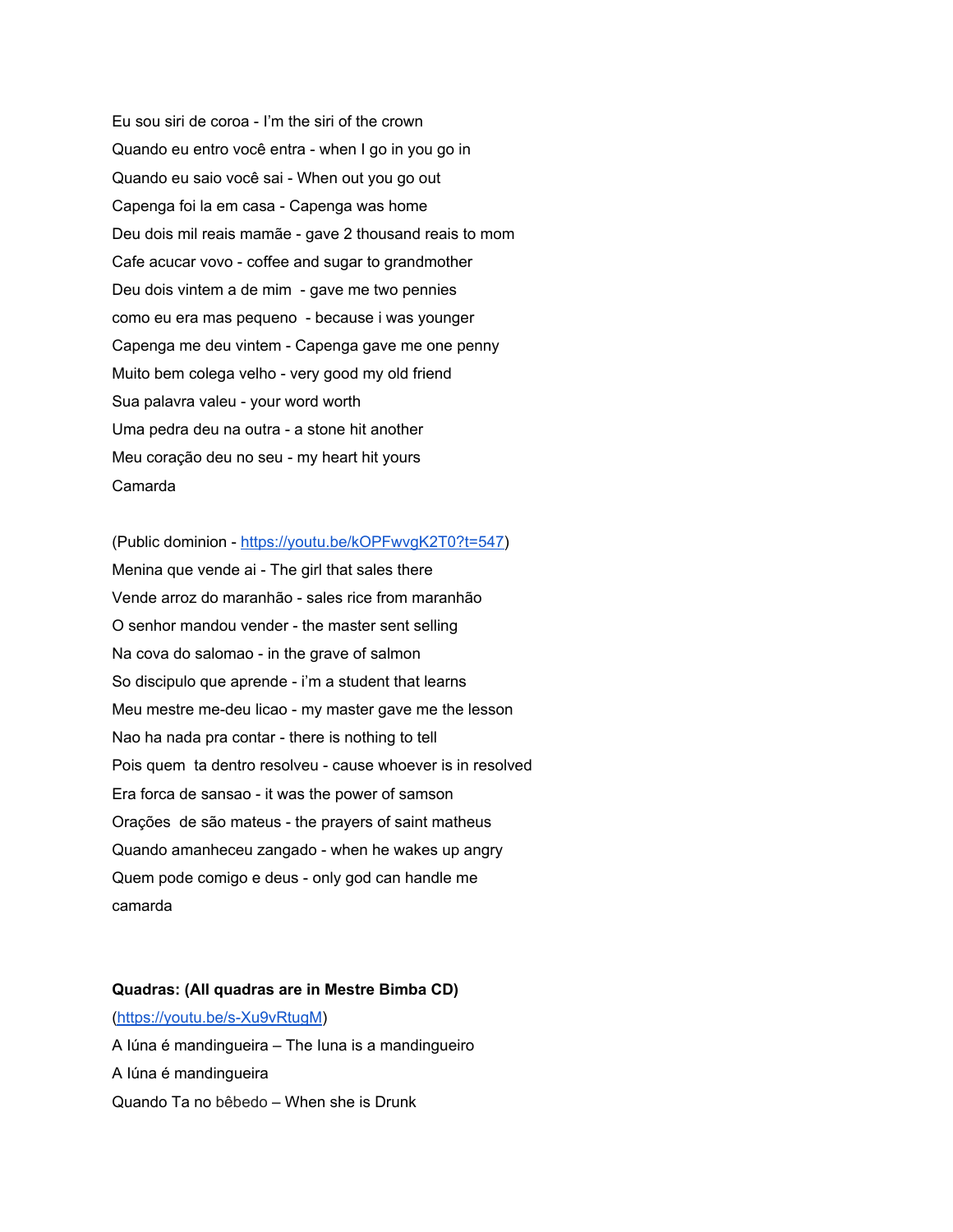Eu sou siri de coroa - I'm the siri of the crown

Quando eu entro você entra - when I go in you go in

Quando eu saio você sai - When out you go out

Capenga foi la em casa - Capenga was home

Deu dois mil reais mamãe - gave 2 thousand reais to mom

Cafe acucar vovo - coffee and sugar to grandmother

Deu dois vintem a de mim - gave me two pennies

como eu era mas pequeno - because i was younger

Capenga me deu vintem - Capenga gave me one penny

Muito bem colega velho - very good my old friend

Sua palavra valeu - your word worth

Uma pedra deu na outra - a stone hit another

Meu coração deu no seu - my heart hit yours

Camarda

(Public dominion - https://youtu.be/kOPFwvgK2T0?t=547)

Menina que vende ai - The girl that sales there

Vende arroz do maranhão - sales from maranhão

O senhor mandou vender - the master sent selling

Na cova do salomao - in the grave of salmon

So discipulo que aprende - i'm a student that learns

Meu mestre me-deu licao - my master gave me the lesson

Nao ha nada pra contar - there is nothing to tell

Pois quem ta dentro resolveu - cause whoever is in resolved

Era forca de sansao - it was the power of samson

Orações de são mateus - the prayers of saint matheus

Quando amanheceu zangado - when he wakes up angry

Quem pode comigo e deus - only god can handle me

camarda

**Quadras: (All quadras are in Mestre Bimba CD)**

(https://youtu.be/s-Xu9vRtugM)

A lúna é mandingueira – The luna is a mandingueiro

A lúna é mandingueira

Quando Ta no bêbedo – When she is Drunk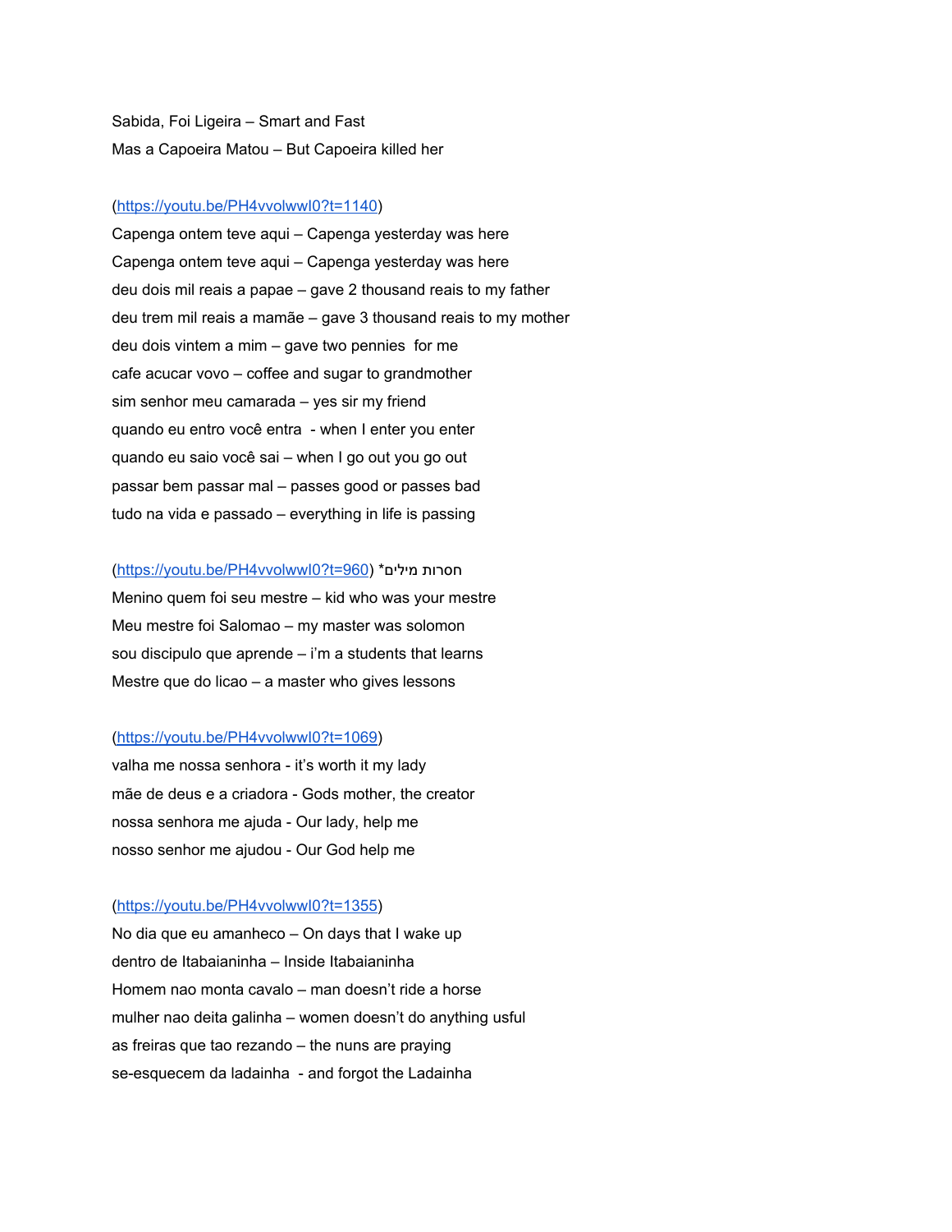Sabida, Foi Ligeira – Smart and Fast

Mas a Capoeira Matou – But Capoeira killed her

(https://youtu.be/PH4vvolwwl0?t=1140)

Capenga ontem teve aqui – Capenga yesterday was here

Capenga ontem teve aqui – Capenga yesterday was here

deu dois mil reais a papae – gave 2 thousand reais to my father

deu trem mil reais a mamãe – gave 3 thousand reais to my mother

deu dois vintem a mim – gave two pennies  for me

cafe acucar vovo – coffee and sugar to grandmother

sim senhor meu camarada – yes sir my friend

quando eu entro você entra  - when I enter you enter

quando eu saio você sai – when I go out you go out

passar bem passar mal – passes good or passes bad

tudo na vida e passado – everything in life is passing

(https://youtu.be/PH4vvolwwl0?t=960) *חסרות מילים

Menino quem foi seu mestre – kid who was your mestre

Meu mestre foi Salomao – my master was solomon

sou discipulo que aprende – i'm a students that learns

Mestre que do licao – a master who gives lessons

(https://youtu.be/PH4vvolwwl0?t=1069)

valha me nossa senhora - it's worth it my lady

mãe de deus e a criadora - Gods mother, the creator

nossa senhora me ajuda - Our lady, help me

nosso senhor me ajudou - Our God help me

(https://youtu.be/PH4vvolwwl0?t=1355)

No dia que eu amanheco – On days that I wake up

dentro de Itabaianinha – Inside Itabaianinha

Homem nao monta cavalo – man doesn't ride a horse

mulher nao deita galinha – women doesn't do anything usful

as freiras que tao rezando – the nuns are praying

se-esquecem da ladainha  - and forgot the Ladainha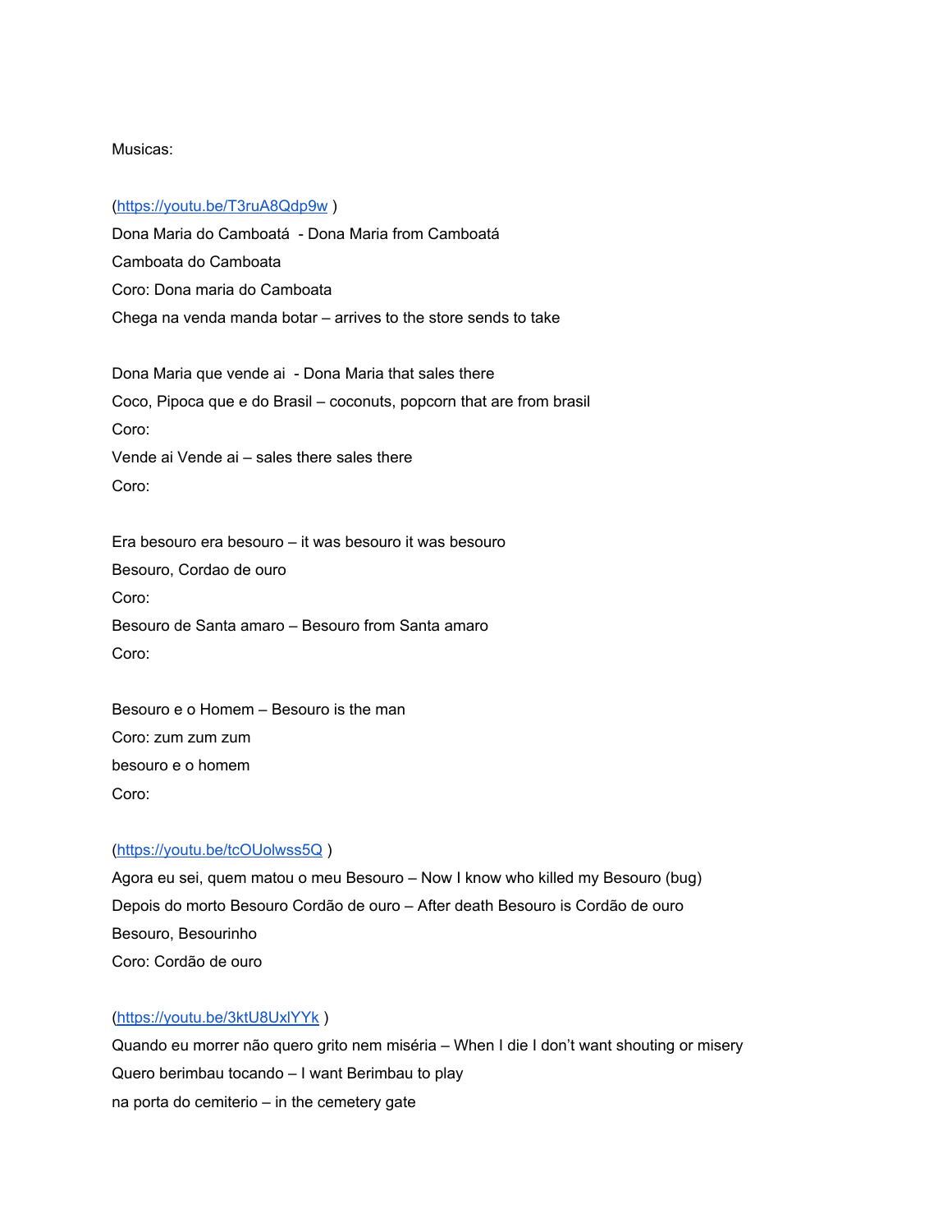Musicas:

(https://youtu.be/T3ruA8Qdp9w )

Dona Maria do Camboatá - Dona Maria from Camboatá

Camboata do Camboata

Coro: Dona maria do Camboata

Chega na venda manda botar – arrives to the store sends to take

Dona Maria que vende ai - Dona Maria that sales there

Coco, Pipoca que e do Brasil – coconuts, popcorn that are from brasil

Coro:

Vende ai Vende ai – sales there sales there

Coro:

Era besouro era besouro – it was besouro it was besouro

Besouro, Cordao de ouro

Coro:

Besouro de Santa amaro – Besouro from Santa amaro

Coro:

Besouro e o Homem – Besouro is the man

Coro: zum zum zum

besouro e o homem

Coro:

(https://youtu.be/tcOUolwss5Q )

Agora eu sei, quem matou o meu Besouro – Now I know who killed my Besouro (bug)

Depois do morto Besouro Cordão de ouro – After death Besouro is Cordão de ouro

Besouro, Besourinho

Coro: Cordão de ouro

(https://youtu.be/3ktU8UxlYYk )

Quando eu morrer não quero grito nem miséria – When I die I don't want shouting or misery

Quero berimbau tocando – I want Berimbau to play

na porta do cemiterio – in the cemetery gate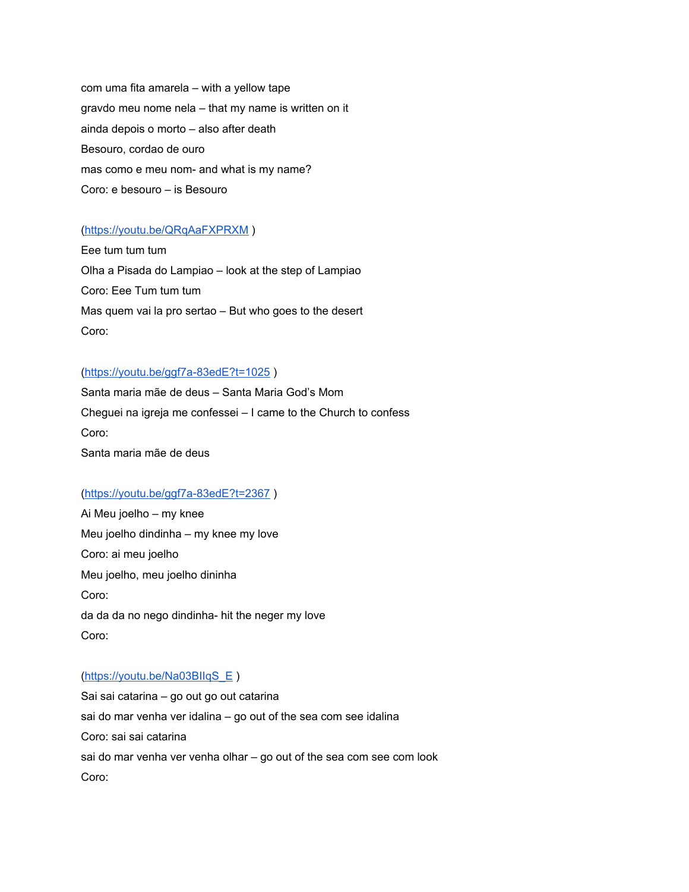com uma fita amarela – with a yellow tape

gravdo meu nome nela – that my name is written on it

ainda depois o morto – also after death

Besouro, cordao de ouro

mas como e meu nom- and what is my name?

Coro: e besouro – is Besouro

(https://youtu.be/QRqAaFXPRXM )

Eee tum tum tum

Olha a Pisada do Lampiao – look at the step of Lampiao

Coro: Eee Tum tum tum

Mas quem vai la pro sertao – But who goes to the desert

Coro:

(https://youtu.be/ggf7a-83edE?t=1025 )

Santa maria mãe de deus – Santa Maria God's Mom

Cheguei na igreja me confessei – I came to the Church to confess

Coro:

Santa maria mãe de deus

(https://youtu.be/ggf7a-83edE?t=2367 )

Ai Meu joelho – my knee

Meu joelho dindinha – my knee my love

Coro: ai meu joelho

Meu joelho, meu joelho dininha

Coro:

da da da no nego dindinha- hit the neger my love

Coro:

(https://youtu.be/Na03BIIqS_E )

Sai sai catarina – go out go out catarina

sai do mar venha ver idalina – go out of the sea com see idalina

Coro: sai sai catarina

sai do mar venha ver venha olhar – go out of the sea com see com look

Coro: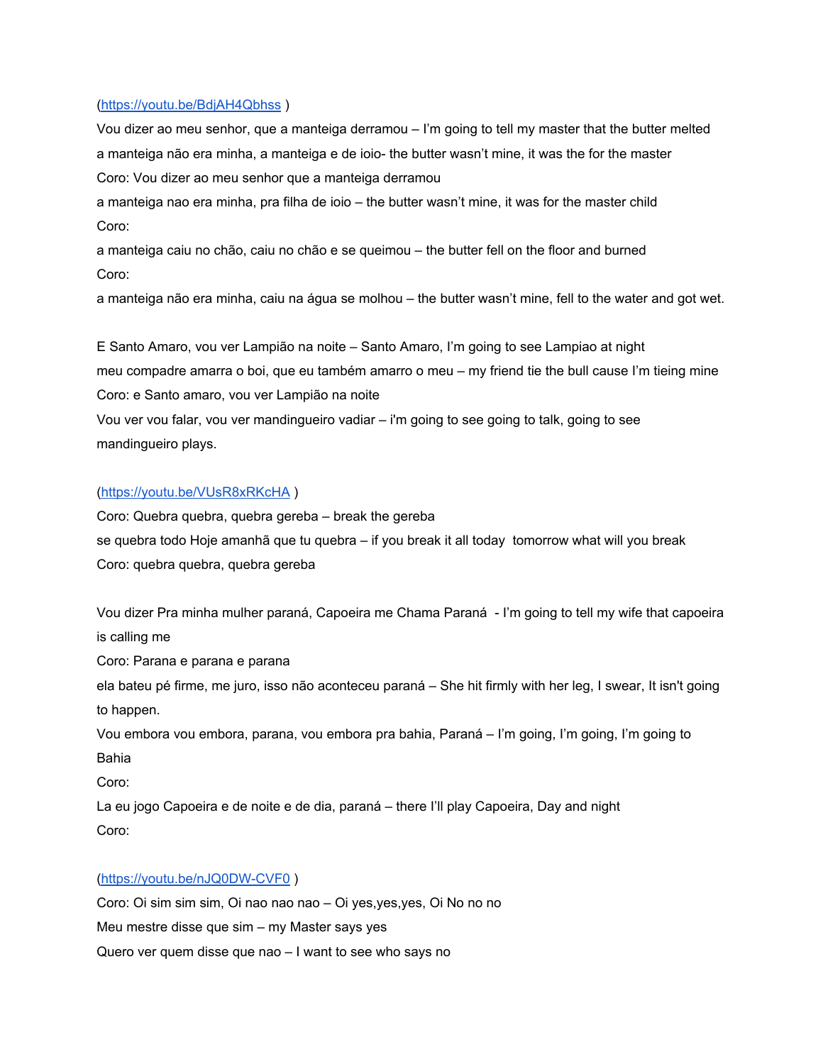(https://youtu.be/BdjAH4Qbhss )

Vou dizer ao meu senhor, que a manteiga derramou – I'm going to tell my master that the butter melted

a manteiga não era minha, a manteiga e de ioio- the butter wasn't mine, it was the for the master

Coro: Vou dizer ao meu senhor que a manteiga derramou

a manteiga nao era minha, pra filha de ioio – the butter wasn't mine, it was for the master child

Coro:

a manteiga caiu no chão, caiu no chão e se queimou – the butter fell on the floor and burned

Coro:

a manteiga não era minha, caiu na água se molhou – the butter wasn't mine, fell to the water and got wet.

E Santo Amaro, vou ver Lampião na noite – Santo Amaro, I'm going to see Lampiao at night

meu compadre amarra o boi, que eu também amarro o meu – my friend tie the bull cause I'm tieing mine

Coro: e Santo amaro, vou ver Lampião na noite

Vou ver vou falar, vou ver mandingueiro vadiar – i'm going to see going to talk, going to see mandingueiro plays.

(https://youtu.be/VUsR8xRKcHA )

Coro: Quebra quebra, quebra gereba – break the gereba

se quebra todo Hoje amanhã que tu quebra – if you break it all today  tomorrow what will you break

Coro: quebra quebra, quebra gereba

Vou dizer Pra minha mulher paraná, Capoeira me Chama Paraná  - I'm going to tell my wife that capoeira is calling me

Coro: Parana e parana e parana

ela bateu pé firme, me juro, isso não aconteceu paraná – She hit firmly with her leg, I swear, It isn't going to happen.

Vou embora vou embora, parana, vou embora pra bahia, Paraná – I'm going, I'm going, I'm going to Bahia

Coro:

La eu jogo Capoeira e de noite e de dia, paraná – there I'll play Capoeira, Day and night

Coro:

(https://youtu.be/nJQ0DW-CVF0 )

Coro: Oi sim sim sim, Oi nao nao nao – Oi yes,yes,yes, Oi No no no

Meu mestre disse que sim – my Master says yes

Quero ver quem disse que nao – I want to see who says no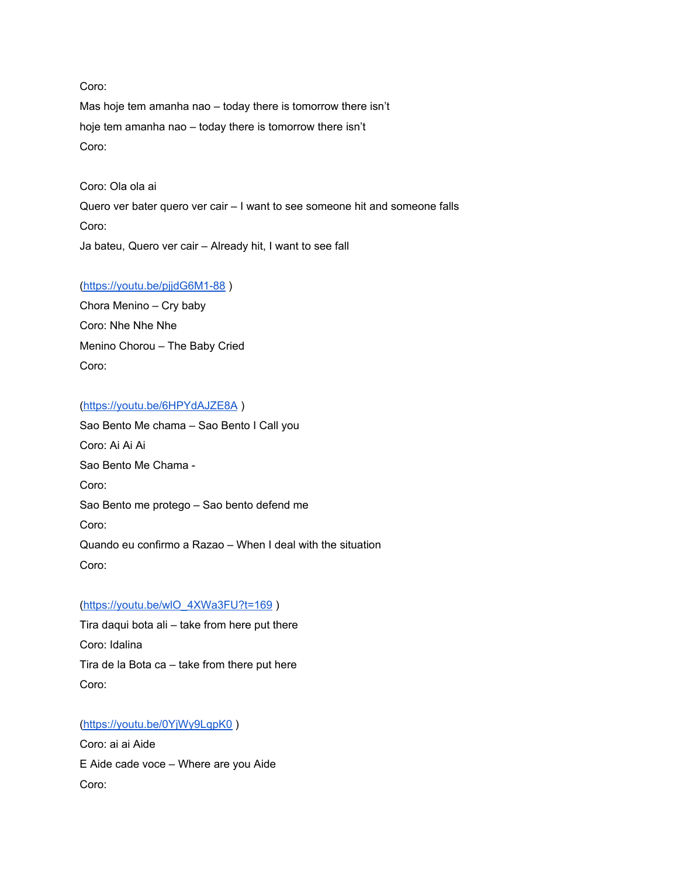Coro:

Mas hoje tem amanha nao – today there is tomorrow there isn’t

hoje tem amanha nao – today there is tomorrow there isn’t

Coro:

Coro: Ola ola ai

Quero ver bater quero ver cair – I want to see someone hit and someone falls

Coro:

Ja bateu, Quero ver cair – Already hit, I want to see fall

(https://youtu.be/pjjdG6M1-88 )

Chora Menino – Cry baby

Coro: Nhe Nhe Nhe

Menino Chorou – The Baby Cried

Coro:

(https://youtu.be/6HPYdAJZE8A )

Sao Bento Me chama – Sao Bento I Call you

Coro: Ai Ai Ai

Sao Bento Me Chama -

Coro:

Sao Bento me protego – Sao bento defend me

Coro:

Quando eu confirmo a Razao – When I deal with the situation

Coro:

(https://youtu.be/wlO_4XWa3FU?t=169 )

Tira daqui bota ali – take from here put there

Coro: Idalina

Tira de la Bota ca – take from there put here

Coro:

(https://youtu.be/0YjWy9LqpK0 )

Coro: ai ai Aide

E Aide cade voce – Where are you Aide

Coro: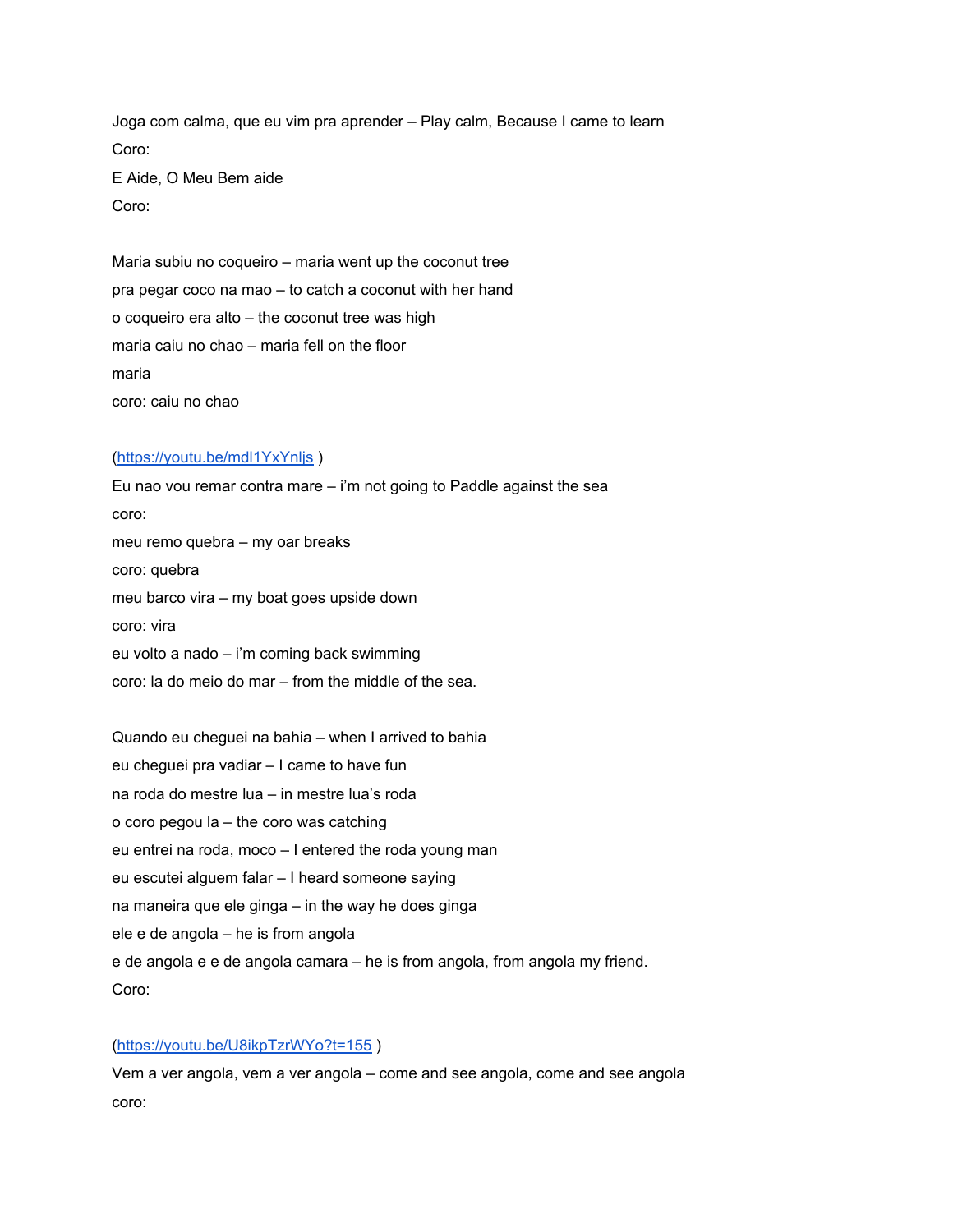Joga com calma, que eu vim pra aprender – Play calm, Because I came to learn

Coro:

E Aide, O Meu Bem aide

Coro:

Maria subiu no coqueiro – maria went up the coconut tree

pra pegar coco na mao – to catch a coconut with her hand

o coqueiro era alto – the coconut tree was high

maria caiu no chao – maria fell on the floor

maria

coro: caiu no chao

(https://youtu.be/mdl1YxYnljs )

Eu nao vou remar contra mare – i'm not going to Paddle against the sea

coro:

meu remo quebra – my oar breaks

coro: quebra

meu barco vira – my boat goes upside down

coro: vira

eu volto a nado – i'm coming back swimming

coro: la do meio do mar – from the middle of the sea.

Quando eu cheguei na bahia – when I arrived to bahia

eu cheguei pra vadiar – I came to have fun

na roda do mestre lua – in mestre lua's roda

o coro pegou la – the coro was catching

eu entrei na roda, moco – I entered the roda young man

eu escutei alguem falar – I heard someone saying

na maneira que ele ginga – in the way he does ginga

ele e de angola – he is from angola

e de angola e e de angola camara – he is from angola, from angola my friend.

Coro:

(https://youtu.be/U8ikpTzrWYo?t=155 )

Vem a ver angola, vem a ver angola – come and see angola, come and see angola

coro: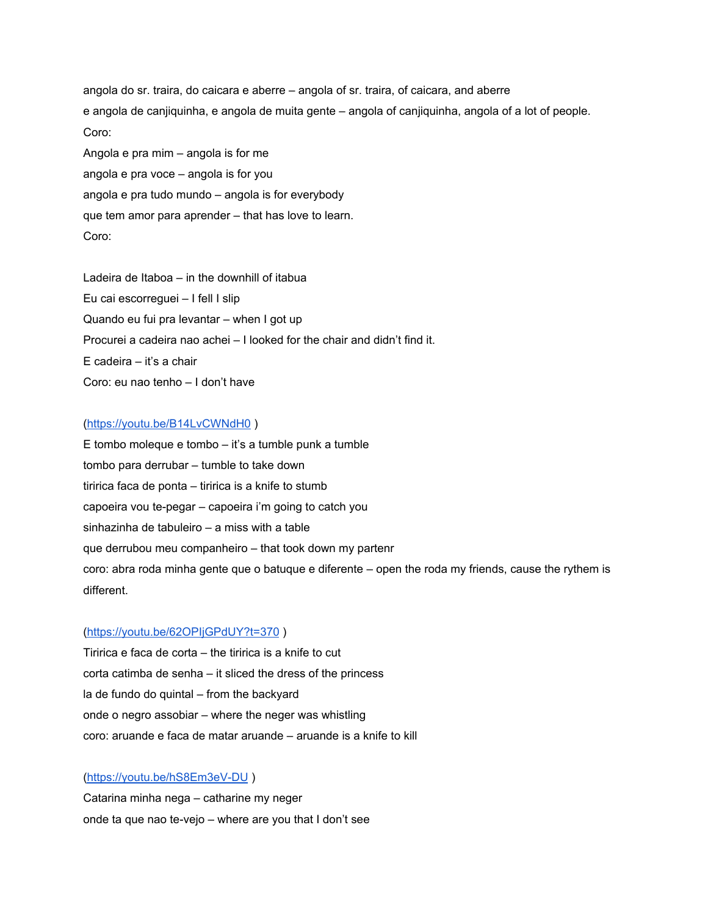angola do sr. traira, do caicara e aberre – angola of sr. traira, of caicara, and aberre

e angola de canjiquinha, e angola de muita gente – angola of canjiquinha, angola of a lot of people.

Coro:

Angola e pra mim – angola is for me

angola e pra voce – angola is for you

angola e pra tudo mundo – angola is for everybody

que tem amor para aprender – that has love to learn.

Coro:

Ladeira de Itaboa – in the downhill of itabua

Eu cai escorreguei – I fell I slip

Quando eu fui pra levantar – when I got up

Procurei a cadeira nao achei – I looked for the chair and didn't find it.

E cadeira – it's a chair

Coro: eu nao tenho – I don't have

(https://youtu.be/B14LvCWNdH0 )

E tombo moleque e tombo – it's a tumble punk a tumble

tombo para derrubar – tumble to take down

tiririca faca de ponta – tiririca is a knife to stumb

capoeira vou te-pegar – capoeira i'm going to catch you

sinhazinha de tabuleiro – a miss with a table

que derrubou meu companheiro – that took down my partenr

coro: abra roda minha gente que o batuque e diferente – open the roda my friends, cause the rythem is different.

(https://youtu.be/62OPIjGPdUY?t=370 )

Tiririca e faca de corta – the tiririca is a knife to cut

corta catimba de senha – it sliced the dress of the princess

la de fundo do quintal – from the backyard

onde o negro assobiar – where the neger was whistling

coro: aruande e faca de matar aruande – aruande is a knife to kill

(https://youtu.be/hS8Em3eV-DU )

Catarina minha nega – catharine my neger

onde ta que nao te-vejo – where are you that I don't see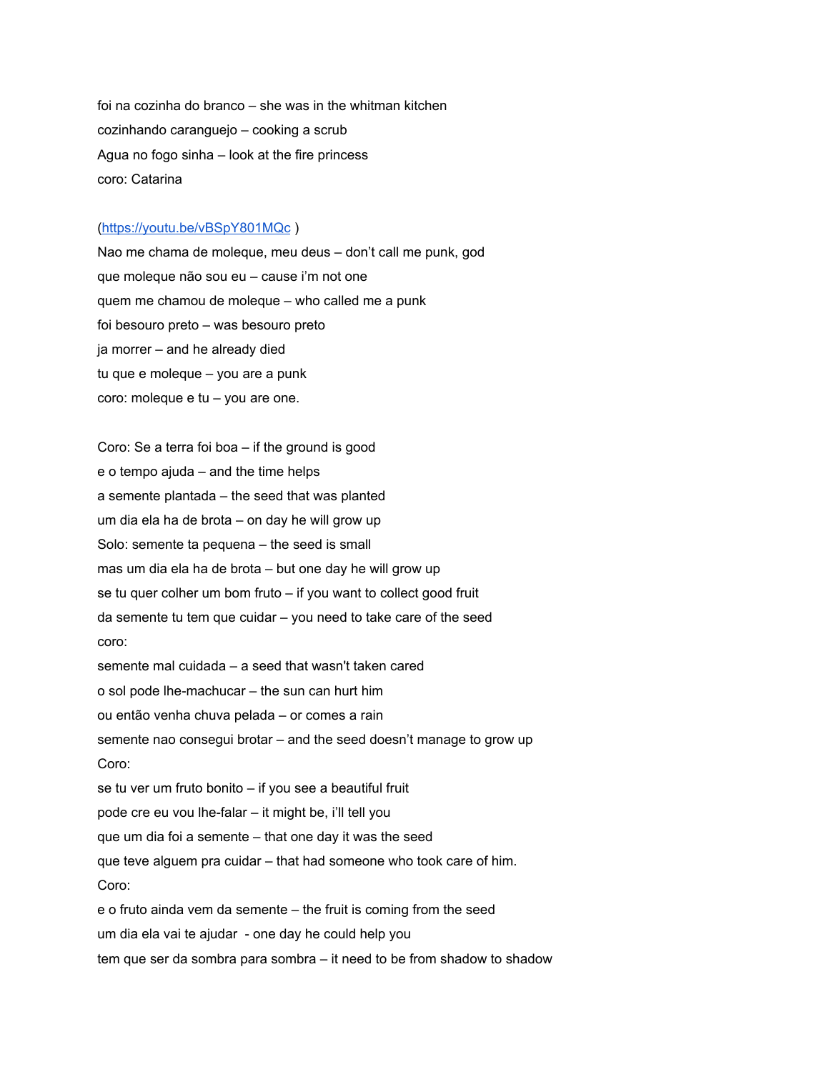foi na cozinha do branco – she was in the whitman kitchen

cozinhando caranguejo – cooking a scrub

Agua no fogo sinha – look at the fire princess

coro: Catarina

(https://youtu.be/vBSpY801MQc )

Nao me chama de moleque, meu deus – don't call me punk, god

que moleque não sou eu – cause i'm not one

quem me chamou de moleque – who called me a punk

foi besouro preto – was besouro preto

ja morrer – and he already died

tu que e moleque – you are a punk

coro: moleque e tu – you are one.

Coro: Se a terra foi boa – if the ground is good

e o tempo ajuda – and the time helps

a semente plantada – the seed that was planted

um dia ela ha de brota – on day he will grow up

Solo: semente ta pequena – the seed is small

mas um dia ela ha de brota – but one day he will grow up

se tu quer colher um bom fruto – if you want to collect good fruit

da semente tu tem que cuidar – you need to take care of the seed

coro:

semente mal cuidada – a seed that wasn't taken cared

o sol pode lhe-machucar – the sun can hurt him

ou então venha chuva pelada – or comes a rain

semente nao consegui brotar – and the seed doesn't manage to grow up

Coro:

se tu ver um fruto bonito – if you see a beautiful fruit

pode cre eu vou lhe-falar – it might be, i'll tell you

que um dia foi a semente – that one day it was the seed

que teve alguem pra cuidar – that had someone who took care of him.

Coro:

e o fruto ainda vem da semente – the fruit is coming from the seed

um dia ela vai te ajudar - one day he could help you

tem que ser da sombra para sombra – it need to be from shadow to shadow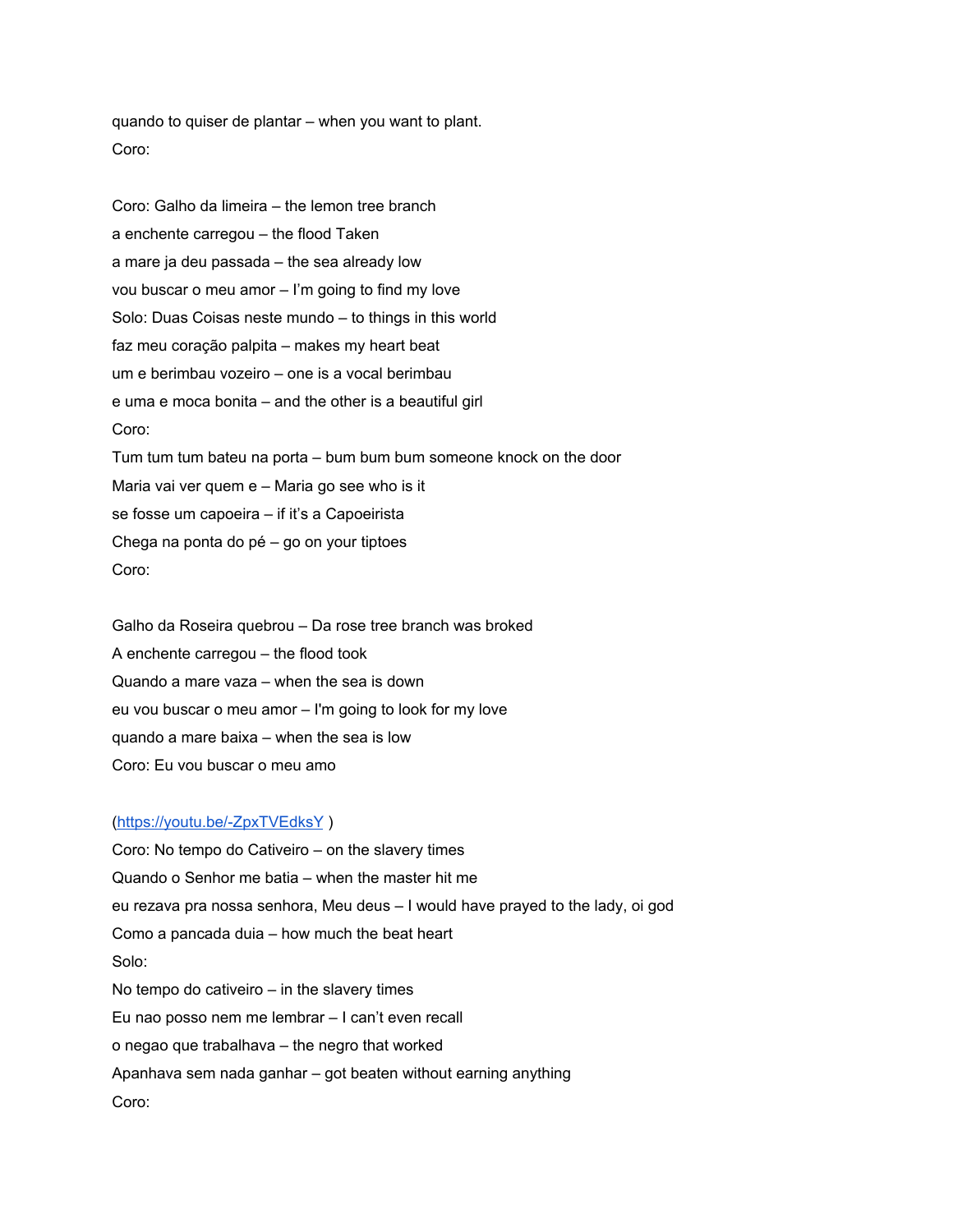quando to quiser de plantar – when you want to plant.

Coro:

Coro: Galho da limeira – the lemon tree branch

a enchente carregou – the flood Taken

a mare ja deu passada – the sea already low

vou buscar o meu amor – I'm going to find my love

Solo: Duas Coisas neste mundo – to things in this world

faz meu coração palpita – makes my heart beat

um e berimbau vozeiro – one is a vocal berimbau

e uma e moca bonita – and the other is a beautiful girl

Coro:

Tum tum tum bateu na porta – bum bum bum someone knock on the door

Maria vai ver quem e – Maria go see who is it

se fosse um capoeira – if it's a Capoeirista

Chega na ponta do pé – go on your tiptoes

Coro:

Galho da Roseira quebrou – Da rose tree branch was broked

A enchente carregou – the flood took

Quando a mare vaza – when the sea is down

eu vou buscar o meu amor – I'm going to look for my love

quando a mare baixa – when the sea is low

Coro: Eu vou buscar o meu amo

([https://youtu.be/-ZpxTVEdksY](https://youtu.be/-ZpxTVEdksY) )

Coro: No tempo do Cativeiro – on the slavery times

Quando o Senhor me batia – when the master hit me

eu rezava pra nossa senhora, Meu deus – I would have prayed to the lady, oi god

Como a pancada duia – how much the beat heart

Solo:

No tempo do cativeiro – in the slavery times

Eu nao posso nem me lembrar – I can't even recall

o negao que trabalhava – the negro that worked

Apanhava sem nada ganhar – got beaten without earning anything

Coro: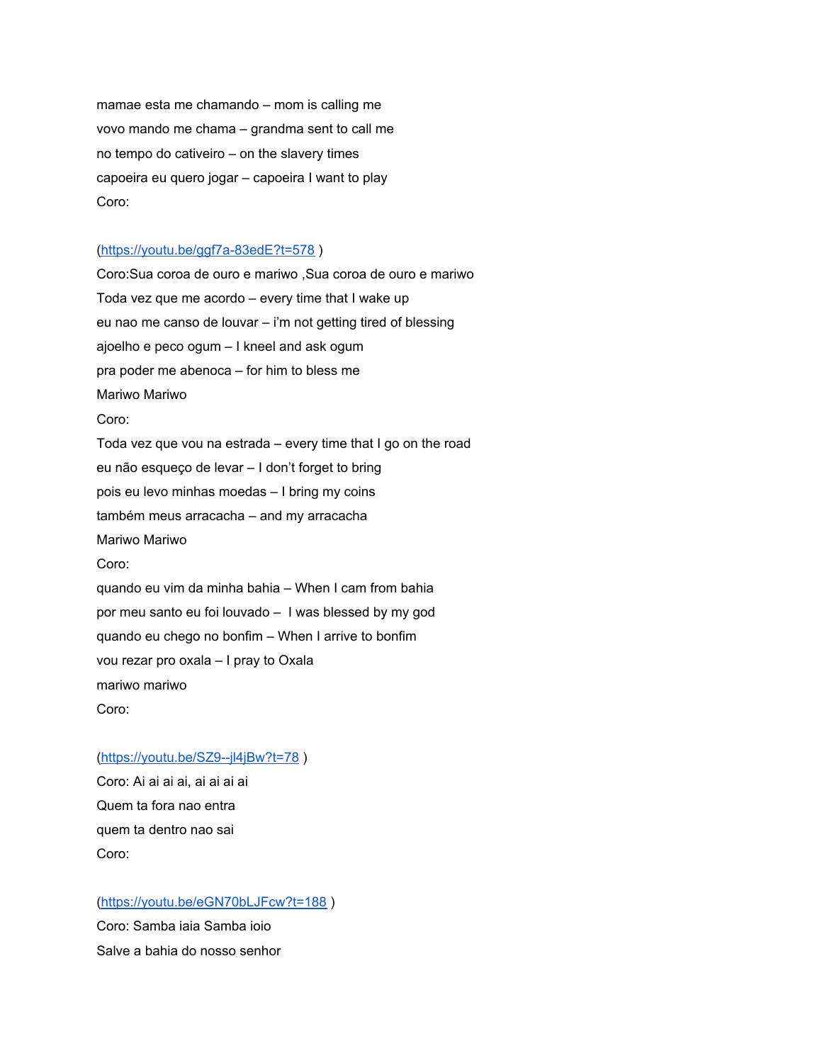mamae esta me chamando – mom is calling me

vovo mando me chama – grandma sent to call me

no tempo do cativeiro – on the slavery times

capoeira eu quero jogar – capoeira I want to play

Coro:

(https://youtu.be/ggf7a-83edE?t=578 )

Coro:Sua coroa de ouro e mariwo ,Sua coroa de ouro e mariwo

Toda vez que me acordo – every time that I wake up

eu nao me canso de louvar – i'm not getting tired of blessing

ajoelho e peco ogum – I kneel and ask ogum

pra poder me abenoca – for him to bless me

Mariwo Mariwo

Coro:

Toda vez que vou na estrada – every time that I go on the road

eu não esqueço de levar – I don't forget to bring

pois eu levo minhas moedas – I bring my coins

também meus arracacha – and my arracacha

Mariwo Mariwo

Coro:

quando eu vim da minha bahia – When I cam from bahia

por meu santo eu foi louvado – I was blessed by my god

quando eu chego no bonfim – When I arrive to bonfim

vou rezar pro oxala – I pray to Oxala

mariwo mariwo

Coro:

(https://youtu.be/SZ9--jl4jBw?t=78 )

Coro: Ai ai ai ai, ai ai ai ai

Quem ta fora nao entra

quem ta dentro nao sai

Coro:

(https://youtu.be/eGN70bLJFcw?t=188 )

Coro: Samba iaia Samba ioio

Salve a bahia do nosso senhor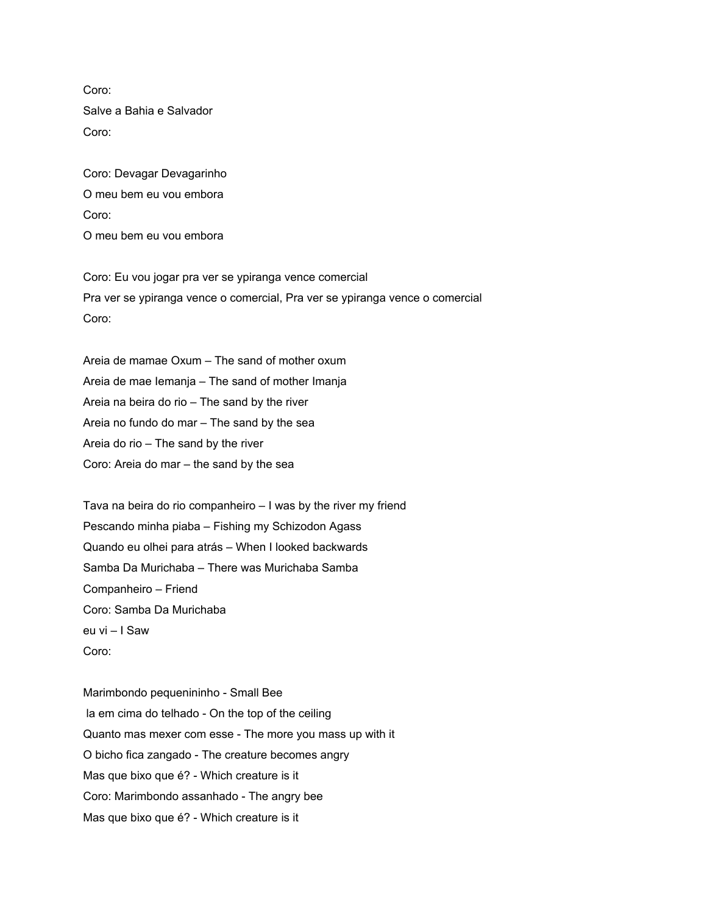Coro:

Salve a Bahia e Salvador

Coro:

Coro: Devagar Devagarinho

O meu bem eu vou embora

Coro:

O meu bem eu vou embora

Coro: Eu vou jogar pra ver se ypiranga vence comercial

Pra ver se ypiranga vence o comercial, Pra ver se ypiranga vence o comercial

Coro:

Areia de mamae Oxum – The sand of mother oxum

Areia de mae Iemanja – The sand of mother Imanja

Areia na beira do rio – The sand by the river

Areia no fundo do mar – The sand by the sea

Areia do rio – The sand by the river

Coro: Areia do mar – the sand by the sea

Tava na beira do rio companheiro – I was by the river my friend

Pescando minha piaba – Fishing my Schizodon Agass

Quando eu olhei para atrás – When I looked backwards

Samba Da Murichaba – There was Murichaba Samba

Companheiro – Friend

Coro: Samba Da Murichaba

eu vi – I Saw

Coro:

Marimbondo pequenininho - Small Bee

la em cima do telhado - On the top of the ceiling

Quanto mas mexer com esse - The more you mass up with it

O bicho fica zangado - The creature becomes angry

Mas que bixo que é? - Which creature is it

Coro: Marimbondo assanhado - The angry bee

Mas que bixo que é? - Which creature is it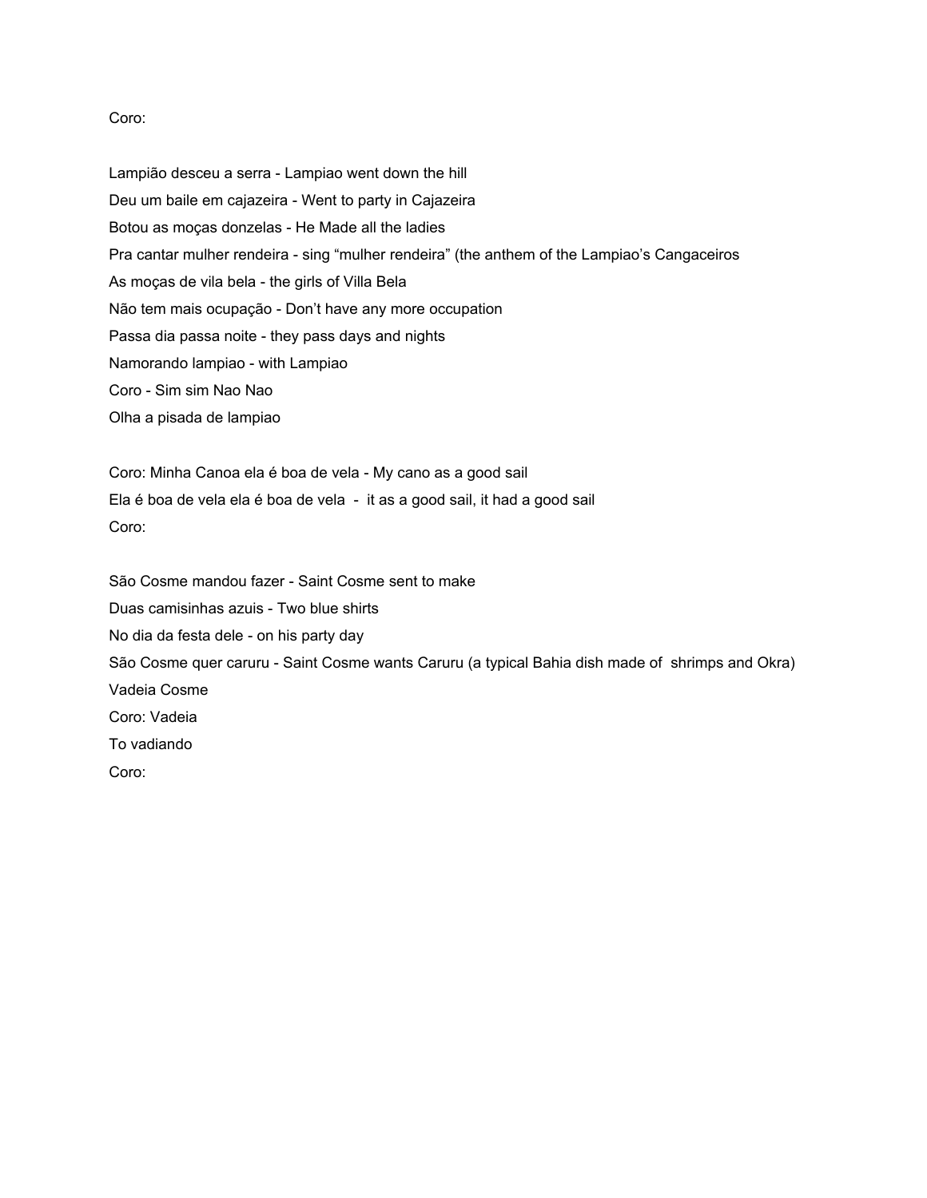Coro:

Lampião desceu a serra - Lampiao went down the hill
Deu um baile em cajazeira - Went to party in Cajazeira
Botou as moças donzelas - He Made all the ladies
Pra cantar mulher rendeira - sing “mulher rendeira” (the anthem of the Lampiao’s Cangaceiros
As moças de vila bela - the girls of Villa Bela
Não tem mais ocupação - Don’t have any more occupation
Passa dia passa noite - they pass days and nights
Namorando lampiao - with Lampiao
Coro - Sim sim Nao Nao
Olha a pisada de lampiao

Coro: Minha Canoa ela é boa de vela - My cano as a good sail
Ela é boa de vela ela é boa de vela - it as a good sail, it had a good sail
Coro:

São Cosme mandou fazer - Saint Cosme sent to make
Duas camisinhas azuis - Two blue shirts
No dia da festa dele - on his party day
São Cosme quer caruru - Saint Cosme wants Caruru (a typical Bahia dish made of shrimps and Okra)
Vadeia Cosme
Coro: Vadeia
To vadiando
Coro: